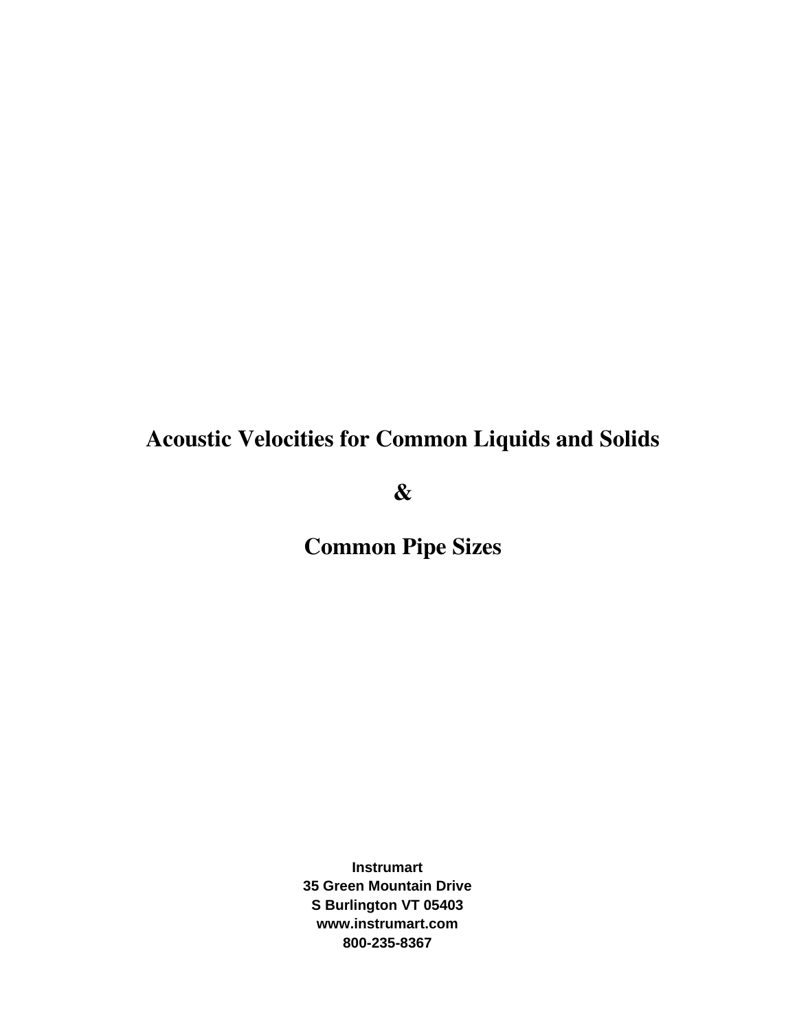# Acoustic Velocities for Common Liquids and Solids

# &

# Common Pipe Sizes

**Instrumart**
**35 Green Mountain Drive**
**S Burlington VT 05403**
**www.instrumart.com**
**800-235-8367**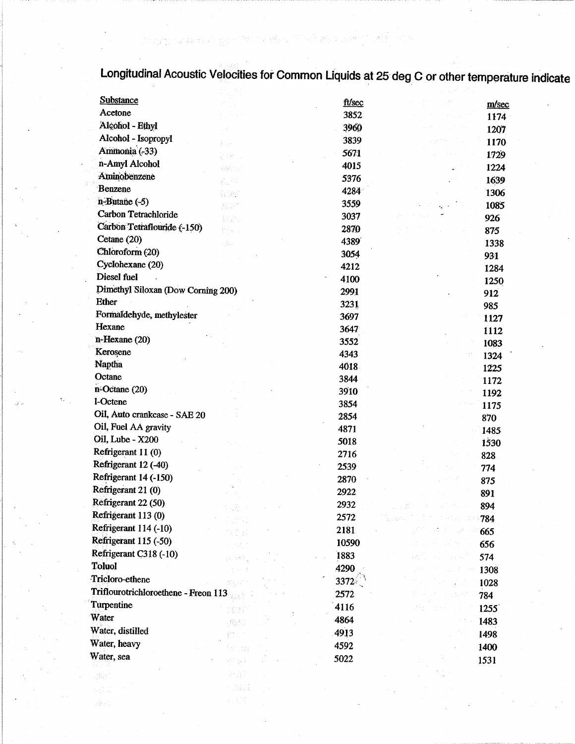## Longitudinal Acoustic Velocities for Common Liquids at 25 deg C or other temperature indicate

| Substance | ft/sec | m/sec |
|---|---|---|
| Acetone | 3852 | 1174 |
| Alcohol - Ethyl | 3960 | 1207 |
| Alcohol - Isopropyl | 3839 | 1170 |
| Ammonia (-33) | 5671 | 1729 |
| n-Amyl Alcohol | 4015 | 1224 |
| Aminobenzene | 5376 | 1639 |
| Benzene | 4284 | 1306 |
| n-Butane (-5) | 3559 | 1085 |
| Carbon Tetrachloride | 3037 | 926 |
| Carbon Tetraflouride (-150) | 2870 | 875 |
| Cetane (20) | 4389 | 1338 |
| Chloroform (20) | 3054 | 931 |
| Cyclohexane (20) | 4212 | 1284 |
| Diesel fuel | 4100 | 1250 |
| Dimethyl Siloxan (Dow Corning 200) | 2991 | 912 |
| Ether | 3231 | 985 |
| Formaldehyde, methylester | 3697 | 1127 |
| Hexane | 3647 | 1112 |
| n-Hexane (20) | 3552 | 1083 |
| Kerosene | 4343 | 1324 |
| Naptha | 4018 | 1225 |
| Octane | 3844 | 1172 |
| n-Octane (20) | 3910 | 1192 |
| l-Octene | 3854 | 1175 |
| Oil, Auto crankcase - SAE 20 | 2854 | 870 |
| Oil, Fuel AA gravity | 4871 | 1485 |
| Oil, Lube - X200 | 5018 | 1530 |
| Refrigerant 11 (0) | 2716 | 828 |
| Refrigerant 12 (-40) | 2539 | 774 |
| Refrigerant 14 (-150) | 2870 | 875 |
| Refrigerant 21 (0) | 2922 | 891 |
| Refrigerant 22 (50) | 2932 | 894 |
| Refrigerant 113 (0) | 2572 | 784 |
| Refrigerant 114 (-10) | 2181 | 665 |
| Refrigerant 115 (-50) | 10590 | 656 |
| Refrigerant C318 (-10) | 1883 | 574 |
| Toluol | 4290 | 1308 |
| Tricloro-ethene | 3372 | 1028 |
| Triflourotrichloroethene - Freon 113 | 2572 | 784 |
| Turpentine | 4116 | 1255 |
| Water | 4864 | 1483 |
| Water, distilled | 4913 | 1498 |
| Water, heavy | 4592 | 1400 |
| Water, sea | 5022 | 1531 |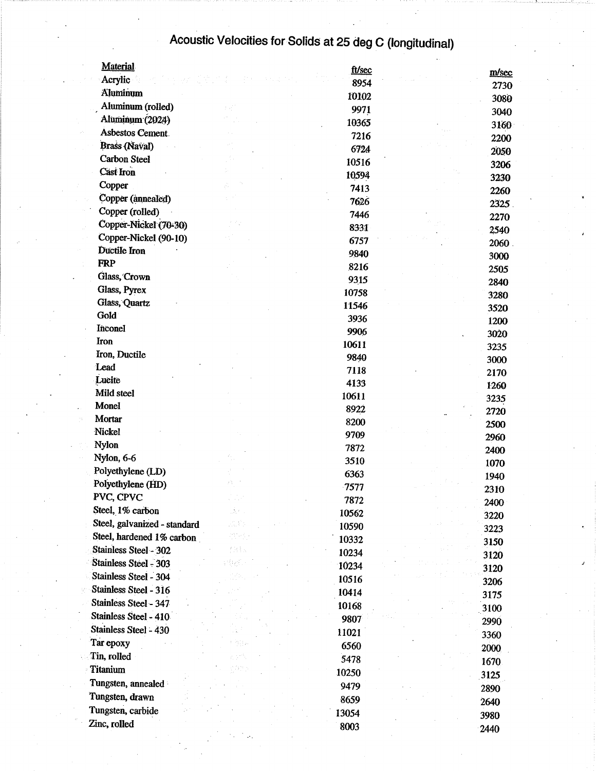# Acoustic Velocities for Solids at 25 deg C (longitudinal)

| Material | ft/sec | m/sec |
|---|---|---|
| Acrylic | 8954 | 2730 |
| Aluminum | 10102 | 3080 |
| Aluminum (rolled) | 9971 | 3040 |
| Aluminum (2024) | 10365 | 3160 |
| Asbestos Cement | 7216 | 2200 |
| Brass (Naval) | 6724 | 2050 |
| Carbon Steel | 10516 | 3206 |
| Cast Iron | 10594 | 3230 |
| Copper | 7413 | 2260 |
| Copper (annealed) | 7626 | 2325 |
| Copper (rolled) | 7446 | 2270 |
| Copper-Nickel (70-30) | 8331 | 2540 |
| Copper-Nickel (90-10) | 6757 | 2060 |
| Ductile Iron | 9840 | 3000 |
| FRP | 8216 | 2505 |
| Glass, Crown | 9315 | 2840 |
| Glass, Pyrex | 10758 | 3280 |
| Glass, Quartz | 11546 | 3520 |
| Gold | 3936 | 1200 |
| Inconel | 9906 | 3020 |
| Iron | 10611 | 3235 |
| Iron, Ductile | 9840 | 3000 |
| Lead | 7118 | 2170 |
| Lucite | 4133 | 1260 |
| Mild steel | 10611 | 3235 |
| Monel | 8922 | 2720 |
| Mortar | 8200 | 2500 |
| Nickel | 9709 | 2960 |
| Nylon | 7872 | 2400 |
| Nylon, 6-6 | 3510 | 1070 |
| Polyethylene (LD) | 6363 | 1940 |
| Polyethylene (HD) | 7577 | 2310 |
| PVC, CPVC | 7872 | 2400 |
| Steel, 1% carbon | 10562 | 3220 |
| Steel, galvanized - standard | 10590 | 3223 |
| Steel, hardened 1% carbon | 10332 | 3150 |
| Stainless Steel - 302 | 10234 | 3120 |
| Stainless Steel - 303 | 10234 | 3120 |
| Stainless Steel - 304 | 10516 | 3206 |
| Stainless Steel - 316 | 10414 | 3175 |
| Stainless Steel - 347 | 10168 | 3100 |
| Stainless Steel - 410 | 9807 | 2990 |
| Stainless Steel - 430 | 11021 | 3360 |
| Tar epoxy | 6560 | 2000 |
| Tin, rolled | 5478 | 1670 |
| Titanium | 10250 | 3125 |
| Tungsten, annealed | 9479 | 2890 |
| Tungsten, drawn | 8659 | 2640 |
| Tungsten, carbide | 13054 | 3980 |
| Zinc, rolled | 8003 | 2440 |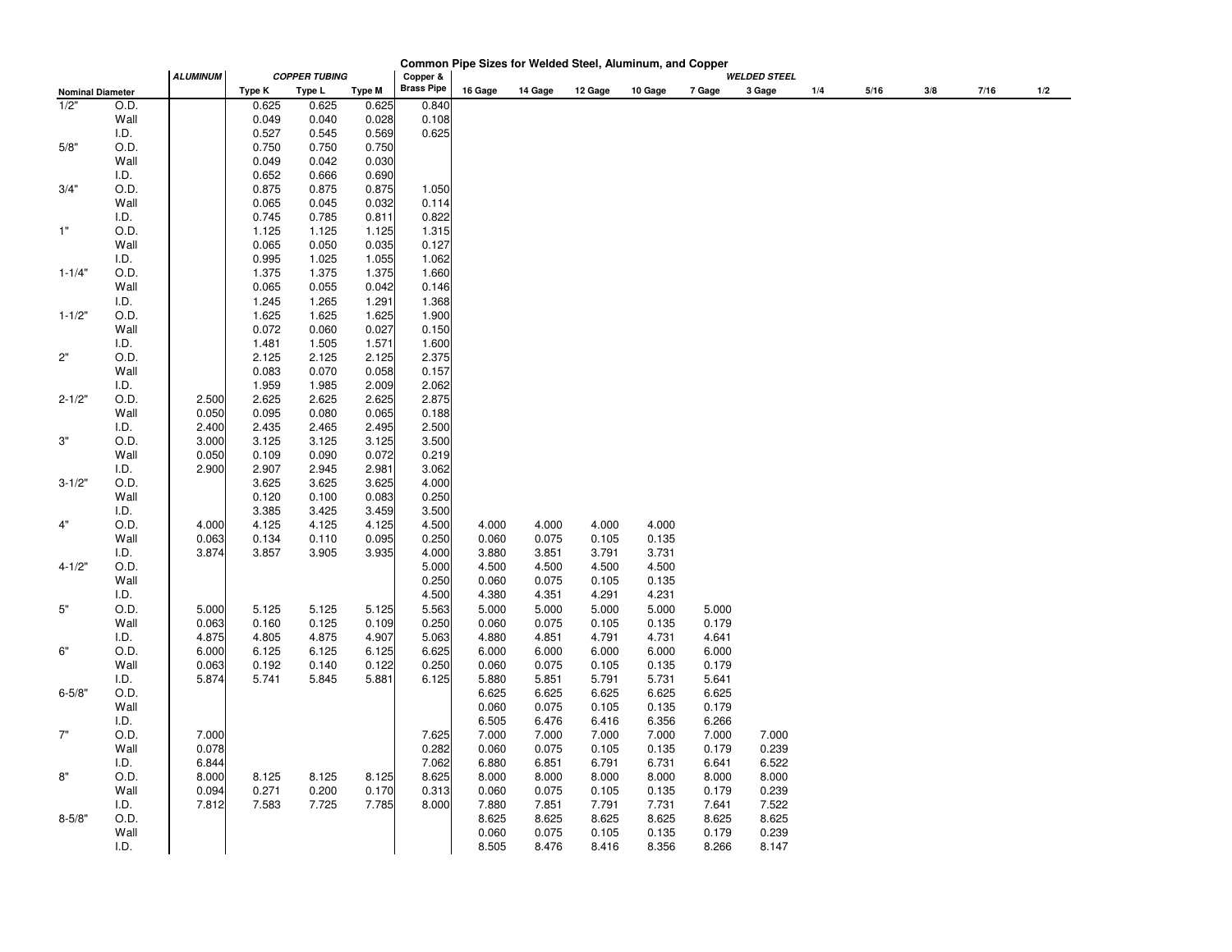# Common Pipe Sizes for Welded Steel, Aluminum, and Copper

| | | ALUMINUM | COPPER TUBING | | | Copper & | WELDED STEEL | | | | | | | | | | |
|---|---|---|---|---|---|---|---|---|---|---|---|---|---|---|---|---|---|
| Nominal Diameter | | | Type K | Type L | Type M | Brass Pipe | 16 Gage | 14 Gage | 12 Gage | 10 Gage | 7 Gage | 3 Gage | 1/4 | 5/16 | 3/8 | 7/16 | 1/2 |
| 1/2" | O.D. | | 0.625 | 0.625 | 0.625 | 0.840 | | | | | | | | | | | |
| | Wall | | 0.049 | 0.040 | 0.028 | 0.108 | | | | | | | | | | | |
| | I.D. | | 0.527 | 0.545 | 0.569 | 0.625 | | | | | | | | | | | |
| 5/8" | O.D. | | 0.750 | 0.750 | 0.750 | | | | | | | | | | | | |
| | Wall | | 0.049 | 0.042 | 0.030 | | | | | | | | | | | | |
| | I.D. | | 0.652 | 0.666 | 0.690 | | | | | | | | | | | | |
| 3/4" | O.D. | | 0.875 | 0.875 | 0.875 | 1.050 | | | | | | | | | | | |
| | Wall | | 0.065 | 0.045 | 0.032 | 0.114 | | | | | | | | | | | |
| | I.D. | | 0.745 | 0.785 | 0.811 | 0.822 | | | | | | | | | | | |
| 1" | O.D. | | 1.125 | 1.125 | 1.125 | 1.315 | | | | | | | | | | | |
| | Wall | | 0.065 | 0.050 | 0.035 | 0.127 | | | | | | | | | | | |
| | I.D. | | 0.995 | 1.025 | 1.055 | 1.062 | | | | | | | | | | | |
| 1-1/4" | O.D. | | 1.375 | 1.375 | 1.375 | 1.660 | | | | | | | | | | | |
| | Wall | | 0.065 | 0.055 | 0.042 | 0.146 | | | | | | | | | | | |
| | I.D. | | 1.245 | 1.265 | 1.291 | 1.368 | | | | | | | | | | | |
| 1-1/2" | O.D. | | 1.625 | 1.625 | 1.625 | 1.900 | | | | | | | | | | | |
| | Wall | | 0.072 | 0.060 | 0.027 | 0.150 | | | | | | | | | | | |
| | I.D. | | 1.481 | 1.505 | 1.571 | 1.600 | | | | | | | | | | | |
| 2" | O.D. | | 2.125 | 2.125 | 2.125 | 2.375 | | | | | | | | | | | |
| | Wall | | 0.083 | 0.070 | 0.058 | 0.157 | | | | | | | | | | | |
| | I.D. | | 1.959 | 1.985 | 2.009 | 2.062 | | | | | | | | | | | |
| 2-1/2" | O.D. | 2.500 | 2.625 | 2.625 | 2.625 | 2.875 | | | | | | | | | | | |
| | Wall | 0.050 | 0.095 | 0.080 | 0.065 | 0.188 | | | | | | | | | | | |
| | I.D. | 2.400 | 2.435 | 2.465 | 2.495 | 2.500 | | | | | | | | | | | |
| 3" | O.D. | 3.000 | 3.125 | 3.125 | 3.125 | 3.500 | | | | | | | | | | | |
| | Wall | 0.050 | 0.109 | 0.090 | 0.072 | 0.219 | | | | | | | | | | | |
| | I.D. | 2.900 | 2.907 | 2.945 | 2.981 | 3.062 | | | | | | | | | | | |
| 3-1/2" | O.D. | | 3.625 | 3.625 | 3.625 | 4.000 | | | | | | | | | | | |
| | Wall | | 0.120 | 0.100 | 0.083 | 0.250 | | | | | | | | | | | |
| | I.D. | | 3.385 | 3.425 | 3.459 | 3.500 | | | | | | | | | | | |
| 4" | O.D. | 4.000 | 4.125 | 4.125 | 4.125 | 4.500 | 4.000 | 4.000 | 4.000 | 4.000 | | | | | | | |
| | Wall | 0.063 | 0.134 | 0.110 | 0.095 | 0.250 | 0.060 | 0.075 | 0.105 | 0.135 | | | | | | | |
| | I.D. | 3.874 | 3.857 | 3.905 | 3.935 | 4.000 | 3.880 | 3.851 | 3.791 | 3.731 | | | | | | | |
| 4-1/2" | O.D. | | | | | 5.000 | 4.500 | 4.500 | 4.500 | 4.500 | | | | | | | |
| | Wall | | | | | 0.250 | 0.060 | 0.075 | 0.105 | 0.135 | | | | | | | |
| | I.D. | | | | | 4.500 | 4.380 | 4.351 | 4.291 | 4.231 | | | | | | | |
| 5" | O.D. | 5.000 | 5.125 | 5.125 | 5.125 | 5.563 | 5.000 | 5.000 | 5.000 | 5.000 | 5.000 | | | | | | |
| | Wall | 0.063 | 0.160 | 0.125 | 0.109 | 0.250 | 0.060 | 0.075 | 0.105 | 0.135 | 0.179 | | | | | | |
| | I.D. | 4.875 | 4.805 | 4.875 | 4.907 | 5.063 | 4.880 | 4.851 | 4.791 | 4.731 | 4.641 | | | | | | |
| 6" | O.D. | 6.000 | 6.125 | 6.125 | 6.125 | 6.625 | 6.000 | 6.000 | 6.000 | 6.000 | 6.000 | | | | | | |
| | Wall | 0.063 | 0.192 | 0.140 | 0.122 | 0.250 | 0.060 | 0.075 | 0.105 | 0.135 | 0.179 | | | | | | |
| | I.D. | 5.874 | 5.741 | 5.845 | 5.881 | 6.125 | 5.880 | 5.851 | 5.791 | 5.731 | 5.641 | | | | | | |
| 6-5/8" | O.D. | | | | | | 6.625 | 6.625 | 6.625 | 6.625 | 6.625 | | | | | | |
| | Wall | | | | | | 0.060 | 0.075 | 0.105 | 0.135 | 0.179 | | | | | | |
| | I.D. | | | | | | 6.505 | 6.476 | 6.416 | 6.356 | 6.266 | | | | | | |
| 7" | O.D. | 7.000 | | | | 7.625 | 7.000 | 7.000 | 7.000 | 7.000 | 7.000 | 7.000 | | | | | |
| | Wall | 0.078 | | | | 0.282 | 0.060 | 0.075 | 0.105 | 0.135 | 0.179 | 0.239 | | | | | |
| | I.D. | 6.844 | | | | 7.062 | 6.880 | 6.851 | 6.791 | 6.731 | 6.641 | 6.522 | | | | | |
| 8" | O.D. | 8.000 | 8.125 | 8.125 | 8.125 | 8.625 | 8.000 | 8.000 | 8.000 | 8.000 | 8.000 | 8.000 | | | | | |
| | Wall | 0.094 | 0.271 | 0.200 | 0.170 | 0.313 | 0.060 | 0.075 | 0.105 | 0.135 | 0.179 | 0.239 | | | | | |
| | I.D. | 7.812 | 7.583 | 7.725 | 7.785 | 8.000 | 7.880 | 7.851 | 7.791 | 7.731 | 7.641 | 7.522 | | | | | |
| 8-5/8" | O.D. | | | | | | 8.625 | 8.625 | 8.625 | 8.625 | 8.625 | 8.625 | | | | | |
| | Wall | | | | | | 0.060 | 0.075 | 0.105 | 0.135 | 0.179 | 0.239 | | | | | |
| | I.D. | | | | | | 8.505 | 8.476 | 8.416 | 8.356 | 8.266 | 8.147 | | | | | |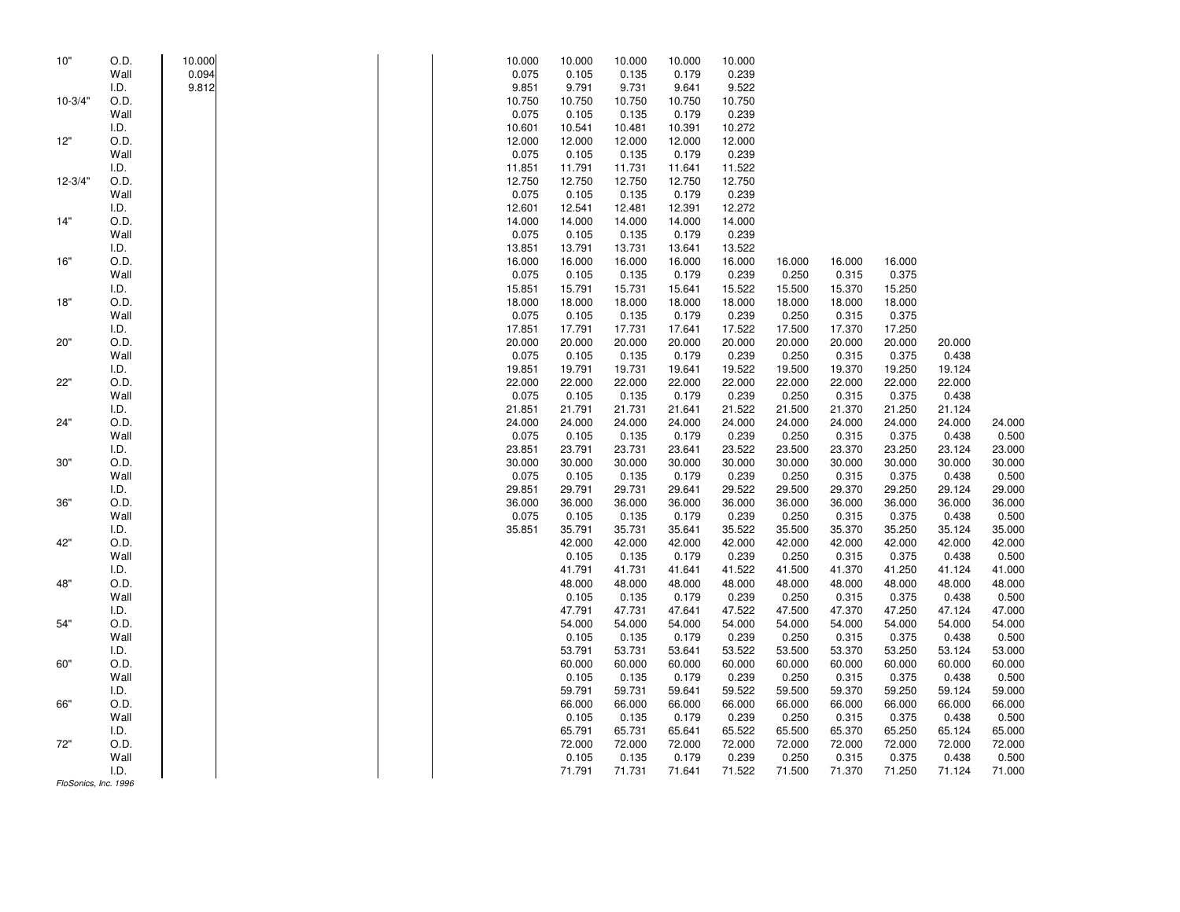| | | | | | | | | | | | | | | |
|---|---|---|---|---|---|---|---|---|---|---|---|---|---|---|
| 10" | O.D. | 10.000 | | | 10.000 | 10.000 | 10.000 | 10.000 | 10.000 | | | | | |
| | Wall | 0.094 | | | 0.075 | 0.105 | 0.135 | 0.179 | 0.239 | | | | | |
| | I.D. | 9.812 | | | 9.851 | 9.791 | 9.731 | 9.641 | 9.522 | | | | | |
| 10-3/4" | O.D. | | | | 10.750 | 10.750 | 10.750 | 10.750 | 10.750 | | | | | |
| | Wall | | | | 0.075 | 0.105 | 0.135 | 0.179 | 0.239 | | | | | |
| | I.D. | | | | 10.601 | 10.541 | 10.481 | 10.391 | 10.272 | | | | | |
| 12" | O.D. | | | | 12.000 | 12.000 | 12.000 | 12.000 | 12.000 | | | | | |
| | Wall | | | | 0.075 | 0.105 | 0.135 | 0.179 | 0.239 | | | | | |
| | I.D. | | | | 11.851 | 11.791 | 11.731 | 11.641 | 11.522 | | | | | |
| 12-3/4" | O.D. | | | | 12.750 | 12.750 | 12.750 | 12.750 | 12.750 | | | | | |
| | Wall | | | | 0.075 | 0.105 | 0.135 | 0.179 | 0.239 | | | | | |
| | I.D. | | | | 12.601 | 12.541 | 12.481 | 12.391 | 12.272 | | | | | |
| 14" | O.D. | | | | 14.000 | 14.000 | 14.000 | 14.000 | 14.000 | | | | | |
| | Wall | | | | 0.075 | 0.105 | 0.135 | 0.179 | 0.239 | | | | | |
| | I.D. | | | | 13.851 | 13.791 | 13.731 | 13.641 | 13.522 | | | | | |
| 16" | O.D. | | | | 16.000 | 16.000 | 16.000 | 16.000 | 16.000 | 16.000 | 16.000 | 16.000 | | |
| | Wall | | | | 0.075 | 0.105 | 0.135 | 0.179 | 0.239 | 0.250 | 0.315 | 0.375 | | |
| | I.D. | | | | 15.851 | 15.791 | 15.731 | 15.641 | 15.522 | 15.500 | 15.370 | 15.250 | | |
| 18" | O.D. | | | | 18.000 | 18.000 | 18.000 | 18.000 | 18.000 | 18.000 | 18.000 | 18.000 | | |
| | Wall | | | | 0.075 | 0.105 | 0.135 | 0.179 | 0.239 | 0.250 | 0.315 | 0.375 | | |
| | I.D. | | | | 17.851 | 17.791 | 17.731 | 17.641 | 17.522 | 17.500 | 17.370 | 17.250 | | |
| 20" | O.D. | | | | 20.000 | 20.000 | 20.000 | 20.000 | 20.000 | 20.000 | 20.000 | 20.000 | 20.000 | |
| | Wall | | | | 0.075 | 0.105 | 0.135 | 0.179 | 0.239 | 0.250 | 0.315 | 0.375 | 0.438 | |
| | I.D. | | | | 19.851 | 19.791 | 19.731 | 19.641 | 19.522 | 19.500 | 19.370 | 19.250 | 19.124 | |
| 22" | O.D. | | | | 22.000 | 22.000 | 22.000 | 22.000 | 22.000 | 22.000 | 22.000 | 22.000 | 22.000 | |
| | Wall | | | | 0.075 | 0.105 | 0.135 | 0.179 | 0.239 | 0.250 | 0.315 | 0.375 | 0.438 | |
| | I.D. | | | | 21.851 | 21.791 | 21.731 | 21.641 | 21.522 | 21.500 | 21.370 | 21.250 | 21.124 | |
| 24" | O.D. | | | | 24.000 | 24.000 | 24.000 | 24.000 | 24.000 | 24.000 | 24.000 | 24.000 | 24.000 | 24.000 |
| | Wall | | | | 0.075 | 0.105 | 0.135 | 0.179 | 0.239 | 0.250 | 0.315 | 0.375 | 0.438 | 0.500 |
| | I.D. | | | | 23.851 | 23.791 | 23.731 | 23.641 | 23.522 | 23.500 | 23.370 | 23.250 | 23.124 | 23.000 |
| 30" | O.D. | | | | 30.000 | 30.000 | 30.000 | 30.000 | 30.000 | 30.000 | 30.000 | 30.000 | 30.000 | 30.000 |
| | Wall | | | | 0.075 | 0.105 | 0.135 | 0.179 | 0.239 | 0.250 | 0.315 | 0.375 | 0.438 | 0.500 |
| | I.D. | | | | 29.851 | 29.791 | 29.731 | 29.641 | 29.522 | 29.500 | 29.370 | 29.250 | 29.124 | 29.000 |
| 36" | O.D. | | | | 36.000 | 36.000 | 36.000 | 36.000 | 36.000 | 36.000 | 36.000 | 36.000 | 36.000 | 36.000 |
| | Wall | | | | 0.075 | 0.105 | 0.135 | 0.179 | 0.239 | 0.250 | 0.315 | 0.375 | 0.438 | 0.500 |
| | I.D. | | | | 35.851 | 35.791 | 35.731 | 35.641 | 35.522 | 35.500 | 35.370 | 35.250 | 35.124 | 35.000 |
| 42" | O.D. | | | | | 42.000 | 42.000 | 42.000 | 42.000 | 42.000 | 42.000 | 42.000 | 42.000 | 42.000 |
| | Wall | | | | | 0.105 | 0.135 | 0.179 | 0.239 | 0.250 | 0.315 | 0.375 | 0.438 | 0.500 |
| | I.D. | | | | | 41.791 | 41.731 | 41.641 | 41.522 | 41.500 | 41.370 | 41.250 | 41.124 | 41.000 |
| 48" | O.D. | | | | | 48.000 | 48.000 | 48.000 | 48.000 | 48.000 | 48.000 | 48.000 | 48.000 | 48.000 |
| | Wall | | | | | 0.105 | 0.135 | 0.179 | 0.239 | 0.250 | 0.315 | 0.375 | 0.438 | 0.500 |
| | I.D. | | | | | 47.791 | 47.731 | 47.641 | 47.522 | 47.500 | 47.370 | 47.250 | 47.124 | 47.000 |
| 54" | O.D. | | | | | 54.000 | 54.000 | 54.000 | 54.000 | 54.000 | 54.000 | 54.000 | 54.000 | 54.000 |
| | Wall | | | | | 0.105 | 0.135 | 0.179 | 0.239 | 0.250 | 0.315 | 0.375 | 0.438 | 0.500 |
| | I.D. | | | | | 53.791 | 53.731 | 53.641 | 53.522 | 53.500 | 53.370 | 53.250 | 53.124 | 53.000 |
| 60" | O.D. | | | | | 60.000 | 60.000 | 60.000 | 60.000 | 60.000 | 60.000 | 60.000 | 60.000 | 60.000 |
| | Wall | | | | | 0.105 | 0.135 | 0.179 | 0.239 | 0.250 | 0.315 | 0.375 | 0.438 | 0.500 |
| | I.D. | | | | | 59.791 | 59.731 | 59.641 | 59.522 | 59.500 | 59.370 | 59.250 | 59.124 | 59.000 |
| 66" | O.D. | | | | | 66.000 | 66.000 | 66.000 | 66.000 | 66.000 | 66.000 | 66.000 | 66.000 | 66.000 |
| | Wall | | | | | 0.105 | 0.135 | 0.179 | 0.239 | 0.250 | 0.315 | 0.375 | 0.438 | 0.500 |
| | I.D. | | | | | 65.791 | 65.731 | 65.641 | 65.522 | 65.500 | 65.370 | 65.250 | 65.124 | 65.000 |
| 72" | O.D. | | | | | 72.000 | 72.000 | 72.000 | 72.000 | 72.000 | 72.000 | 72.000 | 72.000 | 72.000 |
| | Wall | | | | | 0.105 | 0.135 | 0.179 | 0.239 | 0.250 | 0.315 | 0.375 | 0.438 | 0.500 |
| | I.D. | | | | | 71.791 | 71.731 | 71.641 | 71.522 | 71.500 | 71.370 | 71.250 | 71.124 | 71.000 |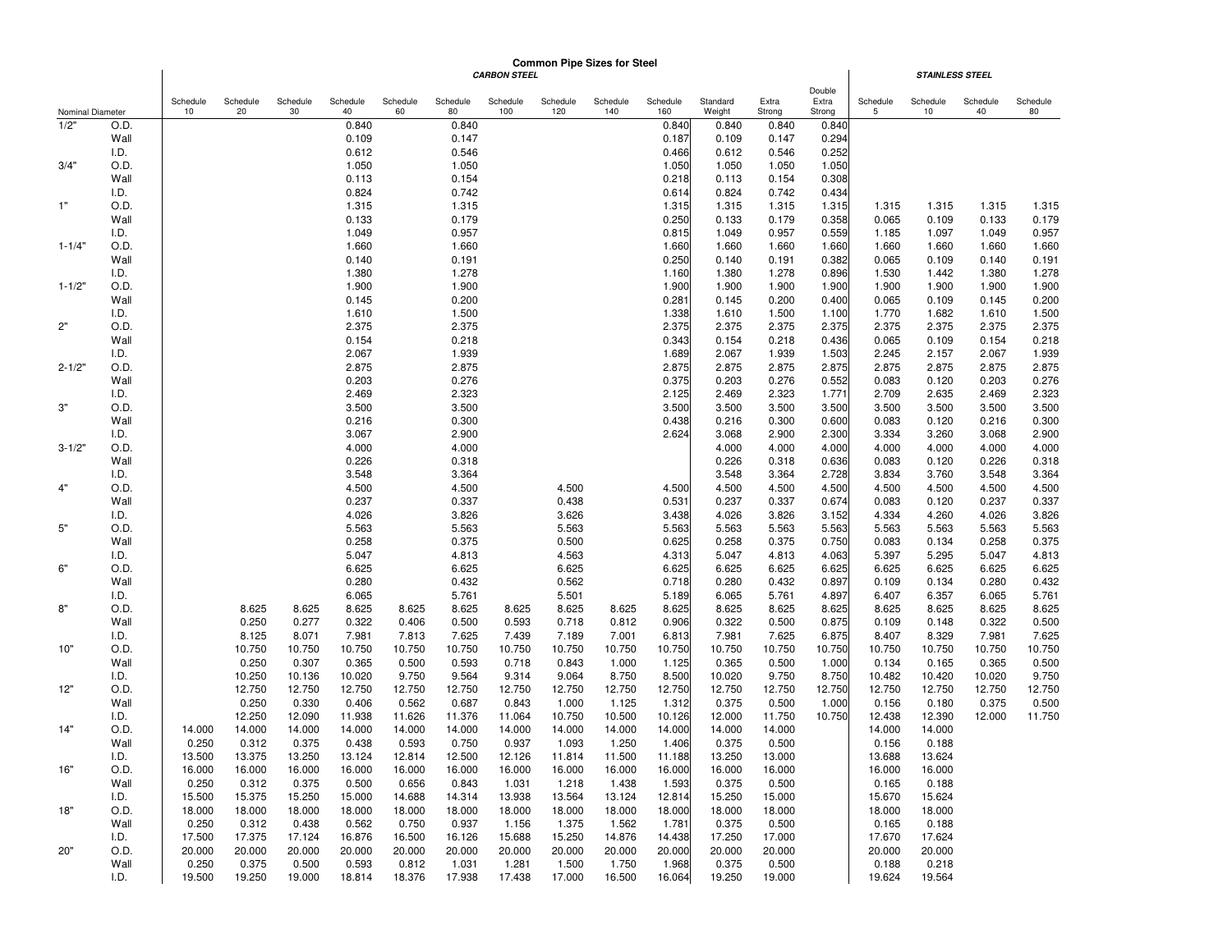# Common Pipe Sizes for Steel

| Nominal Diameter | | *CARBON STEEL* | | | | | | | | | | | | | *STAINLESS STEEL* | | | |
|---|---|---|---|---|---|---|---|---|---|---|---|---|---|---|---|---|---|---|
| | | Schedule 10 | Schedule 20 | Schedule 30 | Schedule 40 | Schedule 60 | Schedule 80 | Schedule 100 | Schedule 120 | Schedule 140 | Schedule 160 | Standard Weight | Extra Strong | Double Extra Strong | Schedule 5 | Schedule 10 | Schedule 40 | Schedule 80 |
| 1/2" | O.D. | | | | 0.840 | | 0.840 | | | | 0.840 | 0.840 | 0.840 | 0.840 | | | | |
| | Wall | | | | 0.109 | | 0.147 | | | | 0.187 | 0.109 | 0.147 | 0.294 | | | | |
| | I.D. | | | | 0.612 | | 0.546 | | | | 0.466 | 0.612 | 0.546 | 0.252 | | | | |
| 3/4" | O.D. | | | | 1.050 | | 1.050 | | | | 1.050 | 1.050 | 1.050 | 1.050 | | | | |
| | Wall | | | | 0.113 | | 0.154 | | | | 0.218 | 0.113 | 0.154 | 0.308 | | | | |
| | I.D. | | | | 0.824 | | 0.742 | | | | 0.614 | 0.824 | 0.742 | 0.434 | | | | |
| 1" | O.D. | | | | 1.315 | | 1.315 | | | | 1.315 | 1.315 | 1.315 | 1.315 | 1.315 | 1.315 | 1.315 | 1.315 |
| | Wall | | | | 0.133 | | 0.179 | | | | 0.250 | 0.133 | 0.179 | 0.358 | 0.065 | 0.109 | 0.133 | 0.179 |
| | I.D. | | | | 1.049 | | 0.957 | | | | 0.815 | 1.049 | 0.957 | 0.559 | 1.185 | 1.097 | 1.049 | 0.957 |
| 1-1/4" | O.D. | | | | 1.660 | | 1.660 | | | | 1.660 | 1.660 | 1.660 | 1.660 | 1.660 | 1.660 | 1.660 | 1.660 |
| | Wall | | | | 0.140 | | 0.191 | | | | 0.250 | 0.140 | 0.191 | 0.382 | 0.065 | 0.109 | 0.140 | 0.191 |
| | I.D. | | | | 1.380 | | 1.278 | | | | 1.160 | 1.380 | 1.278 | 0.896 | 1.530 | 1.442 | 1.380 | 1.278 |
| 1-1/2" | O.D. | | | | 1.900 | | 1.900 | | | | 1.900 | 1.900 | 1.900 | 1.900 | 1.900 | 1.900 | 1.900 | 1.900 |
| | Wall | | | | 0.145 | | 0.200 | | | | 0.281 | 0.145 | 0.200 | 0.400 | 0.065 | 0.109 | 0.145 | 0.200 |
| | I.D. | | | | 1.610 | | 1.500 | | | | 1.338 | 1.610 | 1.500 | 1.100 | 1.770 | 1.682 | 1.610 | 1.500 |
| 2" | O.D. | | | | 2.375 | | 2.375 | | | | 2.375 | 2.375 | 2.375 | 2.375 | 2.375 | 2.375 | 2.375 | 2.375 |
| | Wall | | | | 0.154 | | 0.218 | | | | 0.343 | 0.154 | 0.218 | 0.436 | 0.065 | 0.109 | 0.154 | 0.218 |
| | I.D. | | | | 2.067 | | 1.939 | | | | 1.689 | 2.067 | 1.939 | 1.503 | 2.245 | 2.157 | 2.067 | 1.939 |
| 2-1/2" | O.D. | | | | 2.875 | | 2.875 | | | | 2.875 | 2.875 | 2.875 | 2.875 | 2.875 | 2.875 | 2.875 | 2.875 |
| | Wall | | | | 0.203 | | 0.276 | | | | 0.375 | 0.203 | 0.276 | 0.552 | 0.083 | 0.120 | 0.203 | 0.276 |
| | I.D. | | | | 2.469 | | 2.323 | | | | 2.125 | 2.469 | 2.323 | 1.771 | 2.709 | 2.635 | 2.469 | 2.323 |
| 3" | O.D. | | | | 3.500 | | 3.500 | | | | 3.500 | 3.500 | 3.500 | 3.500 | 3.500 | 3.500 | 3.500 | 3.500 |
| | Wall | | | | 0.216 | | 0.300 | | | | 0.438 | 0.216 | 0.300 | 0.600 | 0.083 | 0.120 | 0.216 | 0.300 |
| | I.D. | | | | 3.067 | | 2.900 | | | | 2.624 | 3.068 | 2.900 | 2.300 | 3.334 | 3.260 | 3.068 | 2.900 |
| 3-1/2" | O.D. | | | | 4.000 | | 4.000 | | | | | 4.000 | 4.000 | 4.000 | 4.000 | 4.000 | 4.000 | 4.000 |
| | Wall | | | | 0.226 | | 0.318 | | | | | 0.226 | 0.318 | 0.636 | 0.083 | 0.120 | 0.226 | 0.318 |
| | I.D. | | | | 3.548 | | 3.364 | | | | | 3.548 | 3.364 | 2.728 | 3.834 | 3.760 | 3.548 | 3.364 |
| 4" | O.D. | | | | 4.500 | | 4.500 | | 4.500 | | 4.500 | 4.500 | 4.500 | 4.500 | 4.500 | 4.500 | 4.500 | 4.500 |
| | Wall | | | | 0.237 | | 0.337 | | 0.438 | | 0.531 | 0.237 | 0.337 | 0.674 | 0.083 | 0.120 | 0.237 | 0.337 |
| | I.D. | | | | 4.026 | | 3.826 | | 3.626 | | 3.438 | 4.026 | 3.826 | 3.152 | 4.334 | 4.260 | 4.026 | 3.826 |
| 5" | O.D. | | | | 5.563 | | 5.563 | | 5.563 | | 5.563 | 5.563 | 5.563 | 5.563 | 5.563 | 5.563 | 5.563 | 5.563 |
| | Wall | | | | 0.258 | | 0.375 | | 0.500 | | 0.625 | 0.258 | 0.375 | 0.750 | 0.083 | 0.134 | 0.258 | 0.375 |
| | I.D. | | | | 5.047 | | 4.813 | | 4.563 | | 4.313 | 5.047 | 4.813 | 4.063 | 5.397 | 5.295 | 5.047 | 4.813 |
| 6" | O.D. | | | | 6.625 | | 6.625 | | 6.625 | | 6.625 | 6.625 | 6.625 | 6.625 | 6.625 | 6.625 | 6.625 | 6.625 |
| | Wall | | | | 0.280 | | 0.432 | | 0.562 | | 0.718 | 0.280 | 0.432 | 0.897 | 0.109 | 0.134 | 0.280 | 0.432 |
| | I.D. | | | | 6.065 | | 5.761 | | 5.501 | | 5.189 | 6.065 | 5.761 | 4.897 | 6.407 | 6.357 | 6.065 | 5.761 |
| 8" | O.D. | | 8.625 | 8.625 | 8.625 | 8.625 | 8.625 | 8.625 | 8.625 | 8.625 | 8.625 | 8.625 | 8.625 | 8.625 | 8.625 | 8.625 | 8.625 | 8.625 |
| | Wall | | 0.250 | 0.277 | 0.322 | 0.406 | 0.500 | 0.593 | 0.718 | 0.812 | 0.906 | 0.322 | 0.500 | 0.875 | 0.109 | 0.148 | 0.322 | 0.500 |
| | I.D. | | 8.125 | 8.071 | 7.981 | 7.813 | 7.625 | 7.439 | 7.189 | 7.001 | 6.813 | 7.981 | 7.625 | 6.875 | 8.407 | 8.329 | 7.981 | 7.625 |
| 10" | O.D. | | 10.750 | 10.750 | 10.750 | 10.750 | 10.750 | 10.750 | 10.750 | 10.750 | 10.750 | 10.750 | 10.750 | 10.750 | 10.750 | 10.750 | 10.750 | 10.750 |
| | Wall | | 0.250 | 0.307 | 0.365 | 0.500 | 0.593 | 0.718 | 0.843 | 1.000 | 1.125 | 0.365 | 0.500 | 1.000 | 0.134 | 0.165 | 0.365 | 0.500 |
| | I.D. | | 10.250 | 10.136 | 10.020 | 9.750 | 9.564 | 9.314 | 9.064 | 8.750 | 8.500 | 10.020 | 9.750 | 8.750 | 10.482 | 10.420 | 10.020 | 9.750 |
| 12" | O.D. | | 12.750 | 12.750 | 12.750 | 12.750 | 12.750 | 12.750 | 12.750 | 12.750 | 12.750 | 12.750 | 12.750 | 12.750 | 12.750 | 12.750 | 12.750 | 12.750 |
| | Wall | | 0.250 | 0.330 | 0.406 | 0.562 | 0.687 | 0.843 | 1.000 | 1.125 | 1.312 | 0.375 | 0.500 | 1.000 | 0.156 | 0.180 | 0.375 | 0.500 |
| | I.D. | | 12.250 | 12.090 | 11.938 | 11.626 | 11.376 | 11.064 | 10.750 | 10.500 | 10.126 | 12.000 | 11.750 | 10.750 | 12.438 | 12.390 | 12.000 | 11.750 |
| 14" | O.D. | 14.000 | 14.000 | 14.000 | 14.000 | 14.000 | 14.000 | 14.000 | 14.000 | 14.000 | 14.000 | 14.000 | 14.000 | | 14.000 | 14.000 | | |
| | Wall | 0.250 | 0.312 | 0.375 | 0.438 | 0.593 | 0.750 | 0.937 | 1.093 | 1.250 | 1.406 | 0.375 | 0.500 | | 0.156 | 0.188 | | |
| | I.D. | 13.500 | 13.375 | 13.250 | 13.124 | 12.814 | 12.500 | 12.126 | 11.814 | 11.500 | 11.188 | 13.250 | 13.000 | | 13.688 | 13.624 | | |
| 16" | O.D. | 16.000 | 16.000 | 16.000 | 16.000 | 16.000 | 16.000 | 16.000 | 16.000 | 16.000 | 16.000 | 16.000 | 16.000 | | 16.000 | 16.000 | | |
| | Wall | 0.250 | 0.312 | 0.375 | 0.500 | 0.656 | 0.843 | 1.031 | 1.218 | 1.438 | 1.593 | 0.375 | 0.500 | | 0.165 | 0.188 | | |
| | I.D. | 15.500 | 15.375 | 15.250 | 15.000 | 14.688 | 14.314 | 13.938 | 13.564 | 13.124 | 12.814 | 15.250 | 15.000 | | 15.670 | 15.624 | | |
| 18" | O.D. | 18.000 | 18.000 | 18.000 | 18.000 | 18.000 | 18.000 | 18.000 | 18.000 | 18.000 | 18.000 | 18.000 | 18.000 | | 18.000 | 18.000 | | |
| | Wall | 0.250 | 0.312 | 0.438 | 0.562 | 0.750 | 0.937 | 1.156 | 1.375 | 1.562 | 1.781 | 0.375 | 0.500 | | 0.165 | 0.188 | | |
| | I.D. | 17.500 | 17.375 | 17.124 | 16.876 | 16.500 | 16.126 | 15.688 | 15.250 | 14.876 | 14.438 | 17.250 | 17.000 | | 17.670 | 17.624 | | |
| 20" | O.D. | 20.000 | 20.000 | 20.000 | 20.000 | 20.000 | 20.000 | 20.000 | 20.000 | 20.000 | 20.000 | 20.000 | 20.000 | | 20.000 | 20.000 | | |
| | Wall | 0.250 | 0.375 | 0.500 | 0.593 | 0.812 | 1.031 | 1.281 | 1.500 | 1.750 | 1.968 | 0.375 | 0.500 | | 0.188 | 0.218 | | |
| | I.D. | 19.500 | 19.250 | 19.000 | 18.814 | 18.376 | 17.938 | 17.438 | 17.000 | 16.500 | 16.064 | 19.250 | 19.000 | | 19.624 | 19.564 | | |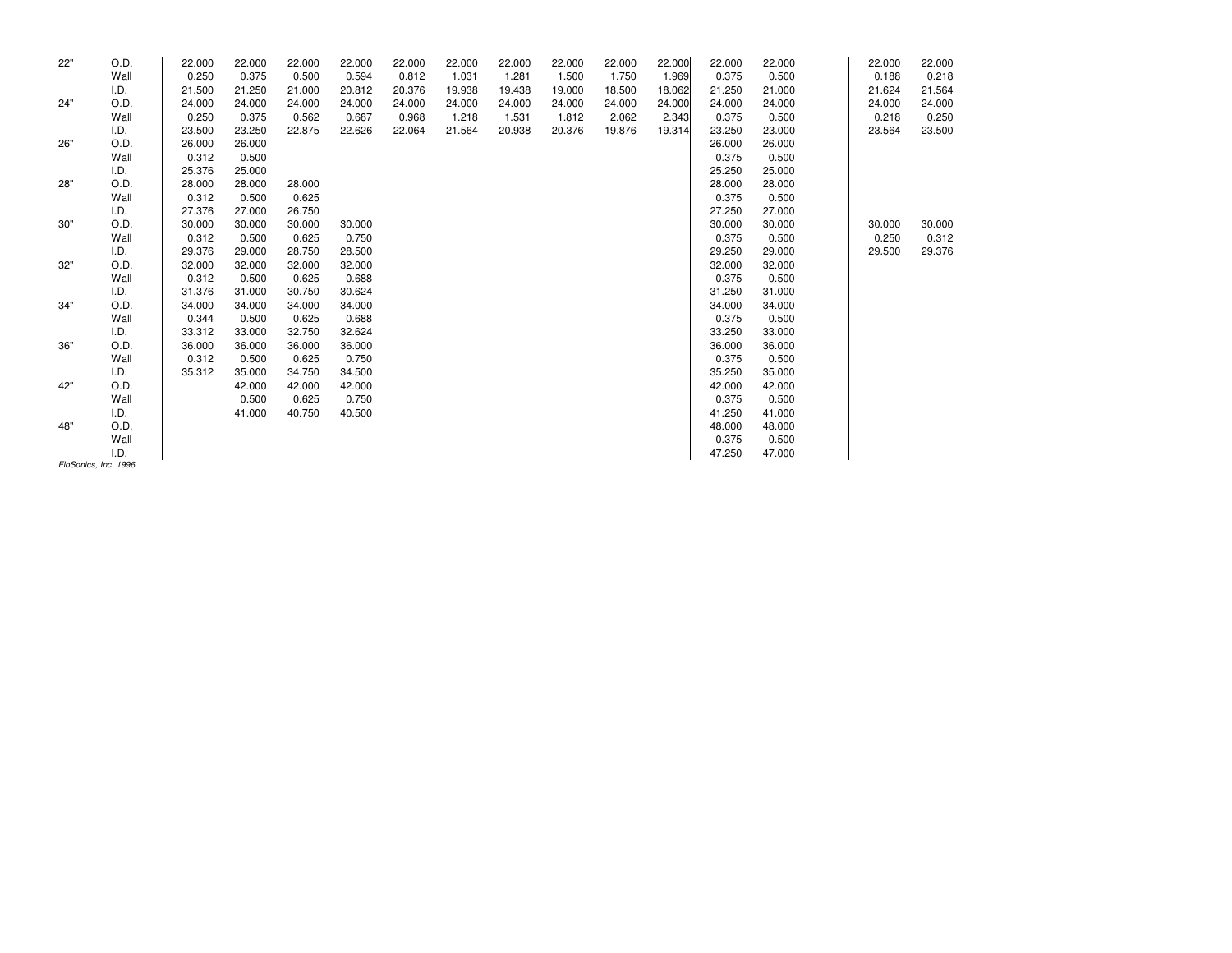| | | | | | | | | | | | | | | | |
|---|---|---|---|---|---|---|---|---|---|---|---|---|---|---|---|
| 22" | O.D. | 22.000 | 22.000 | 22.000 | 22.000 | 22.000 | 22.000 | 22.000 | 22.000 | 22.000 | 22.000 | 22.000 | 22.000 | 22.000 | 22.000 |
| | Wall | 0.250 | 0.375 | 0.500 | 0.594 | 0.812 | 1.031 | 1.281 | 1.500 | 1.750 | 1.969 | 0.375 | 0.500 | 0.188 | 0.218 |
| | I.D. | 21.500 | 21.250 | 21.000 | 20.812 | 20.376 | 19.938 | 19.438 | 19.000 | 18.500 | 18.062 | 21.250 | 21.000 | 21.624 | 21.564 |
| 24" | O.D. | 24.000 | 24.000 | 24.000 | 24.000 | 24.000 | 24.000 | 24.000 | 24.000 | 24.000 | 24.000 | 24.000 | 24.000 | 24.000 | 24.000 |
| | Wall | 0.250 | 0.375 | 0.562 | 0.687 | 0.968 | 1.218 | 1.531 | 1.812 | 2.062 | 2.343 | 0.375 | 0.500 | 0.218 | 0.250 |
| | I.D. | 23.500 | 23.250 | 22.875 | 22.626 | 22.064 | 21.564 | 20.938 | 20.376 | 19.876 | 19.314 | 23.250 | 23.000 | 23.564 | 23.500 |
| 26" | O.D. | 26.000 | 26.000 | | | | | | | | | 26.000 | 26.000 | | |
| | Wall | 0.312 | 0.500 | | | | | | | | | 0.375 | 0.500 | | |
| | I.D. | 25.376 | 25.000 | | | | | | | | | 25.250 | 25.000 | | |
| 28" | O.D. | 28.000 | 28.000 | 28.000 | | | | | | | | 28.000 | 28.000 | | |
| | Wall | 0.312 | 0.500 | 0.625 | | | | | | | | 0.375 | 0.500 | | |
| | I.D. | 27.376 | 27.000 | 26.750 | | | | | | | | 27.250 | 27.000 | | |
| 30" | O.D. | 30.000 | 30.000 | 30.000 | 30.000 | | | | | | | 30.000 | 30.000 | 30.000 | 30.000 |
| | Wall | 0.312 | 0.500 | 0.625 | 0.750 | | | | | | | 0.375 | 0.500 | 0.250 | 0.312 |
| | I.D. | 29.376 | 29.000 | 28.750 | 28.500 | | | | | | | 29.250 | 29.000 | 29.500 | 29.376 |
| 32" | O.D. | 32.000 | 32.000 | 32.000 | 32.000 | | | | | | | 32.000 | 32.000 | | |
| | Wall | 0.312 | 0.500 | 0.625 | 0.688 | | | | | | | 0.375 | 0.500 | | |
| | I.D. | 31.376 | 31.000 | 30.750 | 30.624 | | | | | | | 31.250 | 31.000 | | |
| 34" | O.D. | 34.000 | 34.000 | 34.000 | 34.000 | | | | | | | 34.000 | 34.000 | | |
| | Wall | 0.344 | 0.500 | 0.625 | 0.688 | | | | | | | 0.375 | 0.500 | | |
| | I.D. | 33.312 | 33.000 | 32.750 | 32.624 | | | | | | | 33.250 | 33.000 | | |
| 36" | O.D. | 36.000 | 36.000 | 36.000 | 36.000 | | | | | | | 36.000 | 36.000 | | |
| | Wall | 0.312 | 0.500 | 0.625 | 0.750 | | | | | | | 0.375 | 0.500 | | |
| | I.D. | 35.312 | 35.000 | 34.750 | 34.500 | | | | | | | 35.250 | 35.000 | | |
| 42" | O.D. | | 42.000 | 42.000 | 42.000 | | | | | | | 42.000 | 42.000 | | |
| | Wall | | 0.500 | 0.625 | 0.750 | | | | | | | 0.375 | 0.500 | | |
| | I.D. | | 41.000 | 40.750 | 40.500 | | | | | | | 41.250 | 41.000 | | |
| 48" | O.D. | | | | | | | | | | | 48.000 | 48.000 | | |
| | Wall | | | | | | | | | | | 0.375 | 0.500 | | |
| | I.D. | | | | | | | | | | | 47.250 | 47.000 | | |

*FloSonics, Inc. 1996*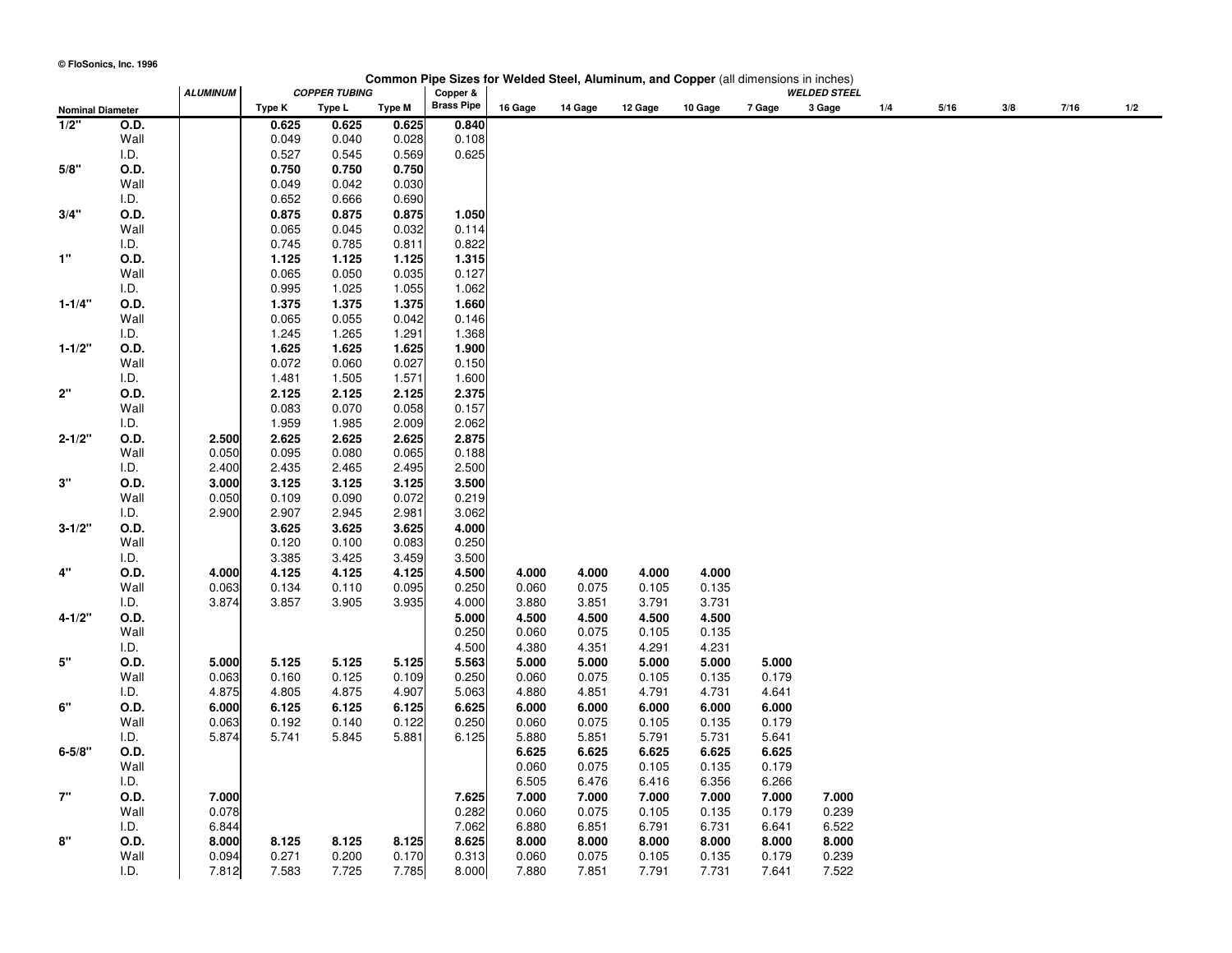© FloSonics, Inc. 1996

**Common Pipe Sizes for Welded Steel, Aluminum, and Copper** (all dimensions in inches)

| Nominal Diameter | | *ALUMINUM* | *COPPER TUBING* | | | Copper & Brass Pipe | *WELDED STEEL* | | | | | | | | | | |
|---|---|---|---|---|---|---|---|---|---|---|---|---|---|---|---|---|---|
| | | | Type K | Type L | Type M | | 16 Gage | 14 Gage | 12 Gage | 10 Gage | 7 Gage | 3 Gage | 1/4 | 5/16 | 3/8 | 7/16 | 1/2 |
| **1/2"** | **O.D.** | | **0.625** | **0.625** | **0.625** | **0.840** | | | | | | | | | | | |
| | Wall | | 0.049 | 0.040 | 0.028 | 0.108 | | | | | | | | | | | |
| | I.D. | | 0.527 | 0.545 | 0.569 | 0.625 | | | | | | | | | | | |
| **5/8"** | **O.D.** | | **0.750** | **0.750** | **0.750** | | | | | | | | | | | | |
| | Wall | | 0.049 | 0.042 | 0.030 | | | | | | | | | | | | |
| | I.D. | | 0.652 | 0.666 | 0.690 | | | | | | | | | | | | |
| **3/4"** | **O.D.** | | **0.875** | **0.875** | **0.875** | **1.050** | | | | | | | | | | | |
| | Wall | | 0.065 | 0.045 | 0.032 | 0.114 | | | | | | | | | | | |
| | I.D. | | 0.745 | 0.785 | 0.811 | 0.822 | | | | | | | | | | | |
| **1"** | **O.D.** | | **1.125** | **1.125** | **1.125** | **1.315** | | | | | | | | | | | |
| | Wall | | 0.065 | 0.050 | 0.035 | 0.127 | | | | | | | | | | | |
| | I.D. | | 0.995 | 1.025 | 1.055 | 1.062 | | | | | | | | | | | |
| **1-1/4"** | **O.D.** | | **1.375** | **1.375** | **1.375** | **1.660** | | | | | | | | | | | |
| | Wall | | 0.065 | 0.055 | 0.042 | 0.146 | | | | | | | | | | | |
| | I.D. | | 1.245 | 1.265 | 1.291 | 1.368 | | | | | | | | | | | |
| **1-1/2"** | **O.D.** | | **1.625** | **1.625** | **1.625** | **1.900** | | | | | | | | | | | |
| | Wall | | 0.072 | 0.060 | 0.027 | 0.150 | | | | | | | | | | | |
| | I.D. | | 1.481 | 1.505 | 1.571 | 1.600 | | | | | | | | | | | |
| **2"** | **O.D.** | | **2.125** | **2.125** | **2.125** | **2.375** | | | | | | | | | | | |
| | Wall | | 0.083 | 0.070 | 0.058 | 0.157 | | | | | | | | | | | |
| | I.D. | | 1.959 | 1.985 | 2.009 | 2.062 | | | | | | | | | | | |
| **2-1/2"** | **O.D.** | **2.500** | **2.625** | **2.625** | **2.625** | **2.875** | | | | | | | | | | | |
| | Wall | 0.050 | 0.095 | 0.080 | 0.065 | 0.188 | | | | | | | | | | | |
| | I.D. | 2.400 | 2.435 | 2.465 | 2.495 | 2.500 | | | | | | | | | | | |
| **3"** | **O.D.** | **3.000** | **3.125** | **3.125** | **3.125** | **3.500** | | | | | | | | | | | |
| | Wall | 0.050 | 0.109 | 0.090 | 0.072 | 0.219 | | | | | | | | | | | |
| | I.D. | 2.900 | 2.907 | 2.945 | 2.981 | 3.062 | | | | | | | | | | | |
| **3-1/2"** | **O.D.** | | **3.625** | **3.625** | **3.625** | **4.000** | | | | | | | | | | | |
| | Wall | | 0.120 | 0.100 | 0.083 | 0.250 | | | | | | | | | | | |
| | I.D. | | 3.385 | 3.425 | 3.459 | 3.500 | | | | | | | | | | | |
| **4"** | **O.D.** | **4.000** | **4.125** | **4.125** | **4.125** | **4.500** | **4.000** | **4.000** | **4.000** | **4.000** | | | | | | | |
| | Wall | 0.063 | 0.134 | 0.110 | 0.095 | 0.250 | 0.060 | 0.075 | 0.105 | 0.135 | | | | | | | |
| | I.D. | 3.874 | 3.857 | 3.905 | 3.935 | 4.000 | 3.880 | 3.851 | 3.791 | 3.731 | | | | | | | |
| **4-1/2"** | **O.D.** | | | | | **5.000** | **4.500** | **4.500** | **4.500** | **4.500** | | | | | | | |
| | Wall | | | | | 0.250 | 0.060 | 0.075 | 0.105 | 0.135 | | | | | | | |
| | I.D. | | | | | 4.500 | 4.380 | 4.351 | 4.291 | 4.231 | | | | | | | |
| **5"** | **O.D.** | **5.000** | **5.125** | **5.125** | **5.125** | **5.563** | **5.000** | **5.000** | **5.000** | **5.000** | **5.000** | | | | | | |
| | Wall | 0.063 | 0.160 | 0.125 | 0.109 | 0.250 | 0.060 | 0.075 | 0.105 | 0.135 | 0.179 | | | | | | |
| | I.D. | 4.875 | 4.805 | 4.875 | 4.907 | 5.063 | 4.880 | 4.851 | 4.791 | 4.731 | 4.641 | | | | | | |
| **6"** | **O.D.** | **6.000** | **6.125** | **6.125** | **6.125** | **6.625** | **6.000** | **6.000** | **6.000** | **6.000** | **6.000** | | | | | | |
| | Wall | 0.063 | 0.192 | 0.140 | 0.122 | 0.250 | 0.060 | 0.075 | 0.105 | 0.135 | 0.179 | | | | | | |
| | I.D. | 5.874 | 5.741 | 5.845 | 5.881 | 6.125 | 5.880 | 5.851 | 5.791 | 5.731 | 5.641 | | | | | | |
| **6-5/8"** | **O.D.** | | | | | | **6.625** | **6.625** | **6.625** | **6.625** | **6.625** | | | | | | |
| | Wall | | | | | | 0.060 | 0.075 | 0.105 | 0.135 | 0.179 | | | | | | |
| | I.D. | | | | | | 6.505 | 6.476 | 6.416 | 6.356 | 6.266 | | | | | | |
| **7"** | **O.D.** | **7.000** | | | | **7.625** | **7.000** | **7.000** | **7.000** | **7.000** | **7.000** | **7.000** | | | | | |
| | Wall | 0.078 | | | | 0.282 | 0.060 | 0.075 | 0.105 | 0.135 | 0.179 | 0.239 | | | | | |
| | I.D. | 6.844 | | | | 7.062 | 6.880 | 6.851 | 6.791 | 6.731 | 6.641 | 6.522 | | | | | |
| **8"** | **O.D.** | **8.000** | **8.125** | **8.125** | **8.125** | **8.625** | **8.000** | **8.000** | **8.000** | **8.000** | **8.000** | **8.000** | | | | | |
| | Wall | 0.094 | 0.271 | 0.200 | 0.170 | 0.313 | 0.060 | 0.075 | 0.105 | 0.135 | 0.179 | 0.239 | | | | | |
| | I.D. | 7.812 | 7.583 | 7.725 | 7.785 | 8.000 | 7.880 | 7.851 | 7.791 | 7.731 | 7.641 | 7.522 | | | | | |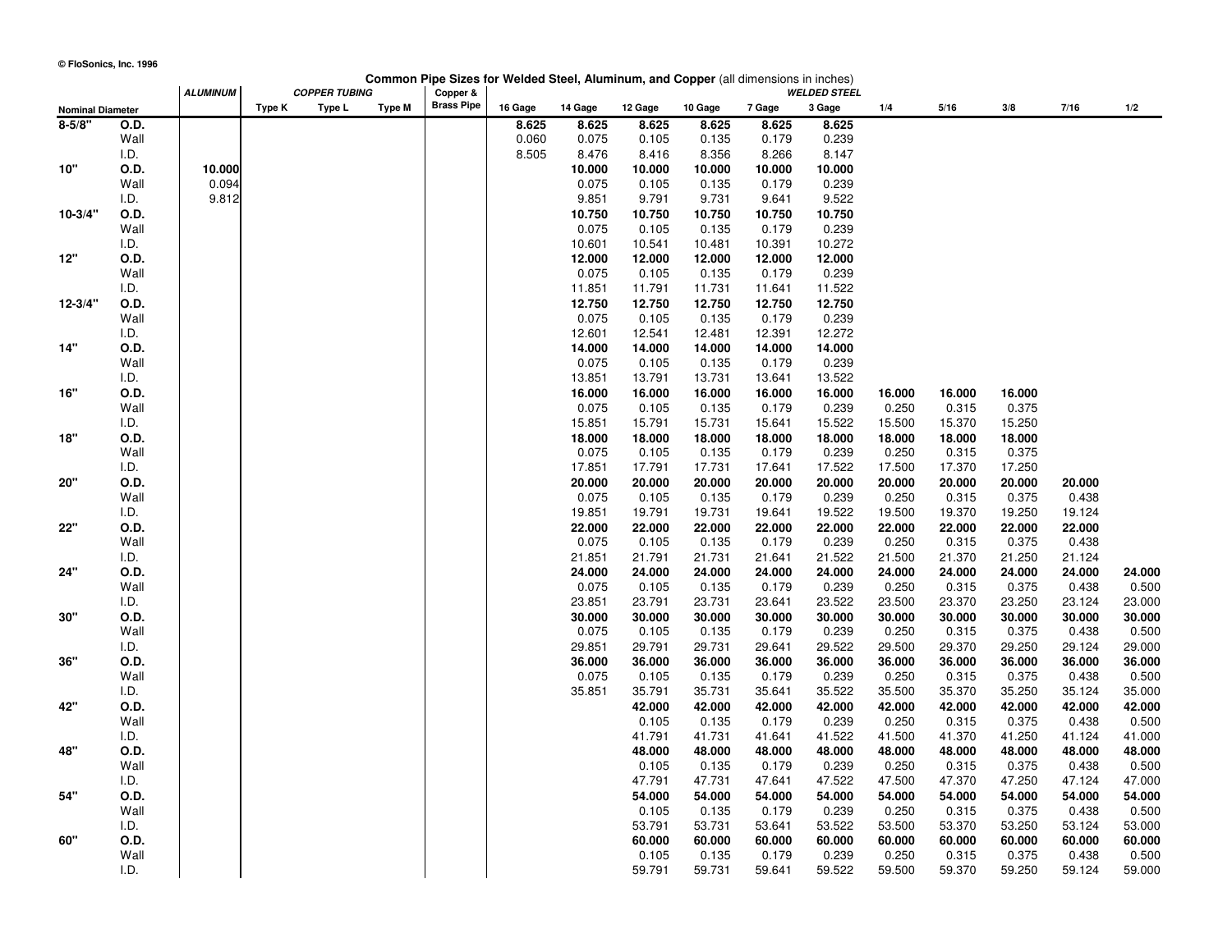© FloSonics, Inc. 1996

**Common Pipe Sizes for Welded Steel, Aluminum, and Copper** (all dimensions in inches)

| | | *ALUMINUM* | *COPPER TUBING* | | | Copper & | *WELDED STEEL* | | | | | | | | | | |
|---|---|---|---|---|---|---|---|---|---|---|---|---|---|---|---|---|---|
| **Nominal Diameter** | | | **Type K** | **Type L** | **Type M** | **Brass Pipe** | **16 Gage** | **14 Gage** | **12 Gage** | **10 Gage** | **7 Gage** | **3 Gage** | **1/4** | **5/16** | **3/8** | **7/16** | **1/2** |
| **8-5/8"** | **O.D.** | | | | | | **8.625** | **8.625** | **8.625** | **8.625** | **8.625** | **8.625** | | | | | |
| | Wall | | | | | | 0.060 | 0.075 | 0.105 | 0.135 | 0.179 | 0.239 | | | | | |
| | I.D. | | | | | | 8.505 | 8.476 | 8.416 | 8.356 | 8.266 | 8.147 | | | | | |
| **10"** | **O.D.** | **10.000** | | | | | | **10.000** | **10.000** | **10.000** | **10.000** | **10.000** | | | | | |
| | Wall | 0.094 | | | | | | 0.075 | 0.105 | 0.135 | 0.179 | 0.239 | | | | | |
| | I.D. | 9.812 | | | | | | 9.851 | 9.791 | 9.731 | 9.641 | 9.522 | | | | | |
| **10-3/4"** | **O.D.** | | | | | | | **10.750** | **10.750** | **10.750** | **10.750** | **10.750** | | | | | |
| | Wall | | | | | | | 0.075 | 0.105 | 0.135 | 0.179 | 0.239 | | | | | |
| | I.D. | | | | | | | 10.601 | 10.541 | 10.481 | 10.391 | 10.272 | | | | | |
| **12"** | **O.D.** | | | | | | | **12.000** | **12.000** | **12.000** | **12.000** | **12.000** | | | | | |
| | Wall | | | | | | | 0.075 | 0.105 | 0.135 | 0.179 | 0.239 | | | | | |
| | I.D. | | | | | | | 11.851 | 11.791 | 11.731 | 11.641 | 11.522 | | | | | |
| **12-3/4"** | **O.D.** | | | | | | | **12.750** | **12.750** | **12.750** | **12.750** | **12.750** | | | | | |
| | Wall | | | | | | | 0.075 | 0.105 | 0.135 | 0.179 | 0.239 | | | | | |
| | I.D. | | | | | | | 12.601 | 12.541 | 12.481 | 12.391 | 12.272 | | | | | |
| **14"** | **O.D.** | | | | | | | **14.000** | **14.000** | **14.000** | **14.000** | **14.000** | | | | | |
| | Wall | | | | | | | 0.075 | 0.105 | 0.135 | 0.179 | 0.239 | | | | | |
| | I.D. | | | | | | | 13.851 | 13.791 | 13.731 | 13.641 | 13.522 | | | | | |
| **16"** | **O.D.** | | | | | | | **16.000** | **16.000** | **16.000** | **16.000** | **16.000** | **16.000** | **16.000** | **16.000** | | |
| | Wall | | | | | | | 0.075 | 0.105 | 0.135 | 0.179 | 0.239 | 0.250 | 0.315 | 0.375 | | |
| | I.D. | | | | | | | 15.851 | 15.791 | 15.731 | 15.641 | 15.522 | 15.500 | 15.370 | 15.250 | | |
| **18"** | **O.D.** | | | | | | | **18.000** | **18.000** | **18.000** | **18.000** | **18.000** | **18.000** | **18.000** | **18.000** | | |
| | Wall | | | | | | | 0.075 | 0.105 | 0.135 | 0.179 | 0.239 | 0.250 | 0.315 | 0.375 | | |
| | I.D. | | | | | | | 17.851 | 17.791 | 17.731 | 17.641 | 17.522 | 17.500 | 17.370 | 17.250 | | |
| **20"** | **O.D.** | | | | | | | **20.000** | **20.000** | **20.000** | **20.000** | **20.000** | **20.000** | **20.000** | **20.000** | **20.000** | |
| | Wall | | | | | | | 0.075 | 0.105 | 0.135 | 0.179 | 0.239 | 0.250 | 0.315 | 0.375 | 0.438 | |
| | I.D. | | | | | | | 19.851 | 19.791 | 19.731 | 19.641 | 19.522 | 19.500 | 19.370 | 19.250 | 19.124 | |
| **22"** | **O.D.** | | | | | | | **22.000** | **22.000** | **22.000** | **22.000** | **22.000** | **22.000** | **22.000** | **22.000** | **22.000** | |
| | Wall | | | | | | | 0.075 | 0.105 | 0.135 | 0.179 | 0.239 | 0.250 | 0.315 | 0.375 | 0.438 | |
| | I.D. | | | | | | | 21.851 | 21.791 | 21.731 | 21.641 | 21.522 | 21.500 | 21.370 | 21.250 | 21.124 | |
| **24"** | **O.D.** | | | | | | | **24.000** | **24.000** | **24.000** | **24.000** | **24.000** | **24.000** | **24.000** | **24.000** | **24.000** | **24.000** |
| | Wall | | | | | | | 0.075 | 0.105 | 0.135 | 0.179 | 0.239 | 0.250 | 0.315 | 0.375 | 0.438 | 0.500 |
| | I.D. | | | | | | | 23.851 | 23.791 | 23.731 | 23.641 | 23.522 | 23.500 | 23.370 | 23.250 | 23.124 | 23.000 |
| **30"** | **O.D.** | | | | | | | **30.000** | **30.000** | **30.000** | **30.000** | **30.000** | **30.000** | **30.000** | **30.000** | **30.000** | **30.000** |
| | Wall | | | | | | | 0.075 | 0.105 | 0.135 | 0.179 | 0.239 | 0.250 | 0.315 | 0.375 | 0.438 | 0.500 |
| | I.D. | | | | | | | 29.851 | 29.791 | 29.731 | 29.641 | 29.522 | 29.500 | 29.370 | 29.250 | 29.124 | 29.000 |
| **36"** | **O.D.** | | | | | | | **36.000** | **36.000** | **36.000** | **36.000** | **36.000** | **36.000** | **36.000** | **36.000** | **36.000** | **36.000** |
| | Wall | | | | | | | 0.075 | 0.105 | 0.135 | 0.179 | 0.239 | 0.250 | 0.315 | 0.375 | 0.438 | 0.500 |
| | I.D. | | | | | | | 35.851 | 35.791 | 35.731 | 35.641 | 35.522 | 35.500 | 35.370 | 35.250 | 35.124 | 35.000 |
| **42"** | **O.D.** | | | | | | | | **42.000** | **42.000** | **42.000** | **42.000** | **42.000** | **42.000** | **42.000** | **42.000** | **42.000** |
| | Wall | | | | | | | | 0.105 | 0.135 | 0.179 | 0.239 | 0.250 | 0.315 | 0.375 | 0.438 | 0.500 |
| | I.D. | | | | | | | | 41.791 | 41.731 | 41.641 | 41.522 | 41.500 | 41.370 | 41.250 | 41.124 | 41.000 |
| **48"** | **O.D.** | | | | | | | | **48.000** | **48.000** | **48.000** | **48.000** | **48.000** | **48.000** | **48.000** | **48.000** | **48.000** |
| | Wall | | | | | | | | 0.105 | 0.135 | 0.179 | 0.239 | 0.250 | 0.315 | 0.375 | 0.438 | 0.500 |
| | I.D. | | | | | | | | 47.791 | 47.731 | 47.641 | 47.522 | 47.500 | 47.370 | 47.250 | 47.124 | 47.000 |
| **54"** | **O.D.** | | | | | | | | **54.000** | **54.000** | **54.000** | **54.000** | **54.000** | **54.000** | **54.000** | **54.000** | **54.000** |
| | Wall | | | | | | | | 0.105 | 0.135 | 0.179 | 0.239 | 0.250 | 0.315 | 0.375 | 0.438 | 0.500 |
| | I.D. | | | | | | | | 53.791 | 53.731 | 53.641 | 53.522 | 53.500 | 53.370 | 53.250 | 53.124 | 53.000 |
| **60"** | **O.D.** | | | | | | | | **60.000** | **60.000** | **60.000** | **60.000** | **60.000** | **60.000** | **60.000** | **60.000** | **60.000** |
| | Wall | | | | | | | | 0.105 | 0.135 | 0.179 | 0.239 | 0.250 | 0.315 | 0.375 | 0.438 | 0.500 |
| | I.D. | | | | | | | | 59.791 | 59.731 | 59.641 | 59.522 | 59.500 | 59.370 | 59.250 | 59.124 | 59.000 |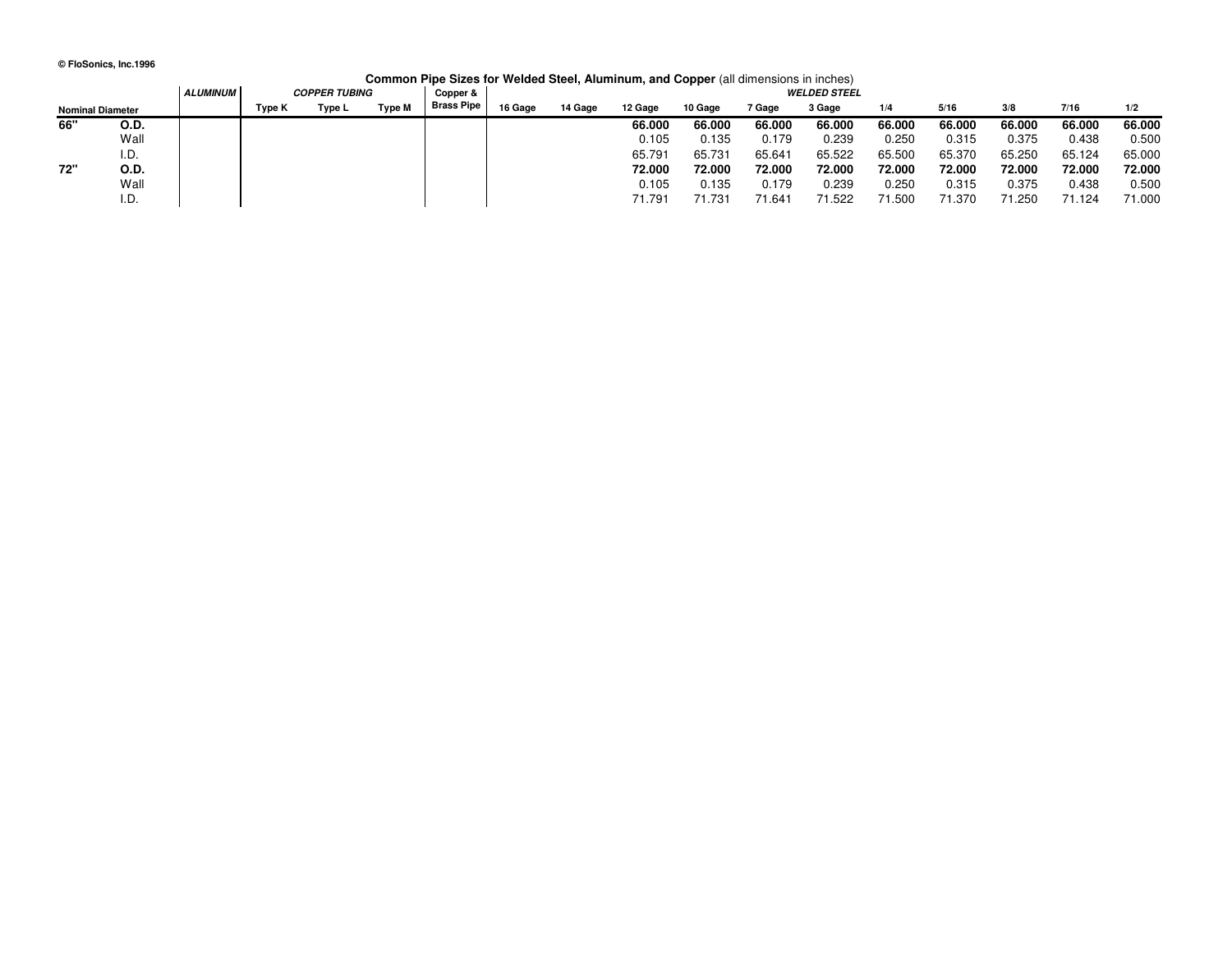© FloSonics, Inc.1996

**Common Pipe Sizes for Welded Steel, Aluminum, and Copper** (all dimensions in inches)

| | | *ALUMINUM* | *COPPER TUBING* | | | Copper & | *WELDED STEEL* | | | | | | | | | | |
|---|---|---|---|---|---|---|---|---|---|---|---|---|---|---|---|---|---|
| **Nominal Diameter** | | | **Type K** | **Type L** | **Type M** | **Brass Pipe** | **16 Gage** | **14 Gage** | **12 Gage** | **10 Gage** | **7 Gage** | **3 Gage** | **1/4** | **5/16** | **3/8** | **7/16** | **1/2** |
| **66"** | **O.D.** | | | | | | | | **66.000** | **66.000** | **66.000** | **66.000** | **66.000** | **66.000** | **66.000** | **66.000** | **66.000** |
| | Wall | | | | | | | | 0.105 | 0.135 | 0.179 | 0.239 | 0.250 | 0.315 | 0.375 | 0.438 | 0.500 |
| | I.D. | | | | | | | | 65.791 | 65.731 | 65.641 | 65.522 | 65.500 | 65.370 | 65.250 | 65.124 | 65.000 |
| **72"** | **O.D.** | | | | | | | | **72.000** | **72.000** | **72.000** | **72.000** | **72.000** | **72.000** | **72.000** | **72.000** | **72.000** |
| | Wall | | | | | | | | 0.105 | 0.135 | 0.179 | 0.239 | 0.250 | 0.315 | 0.375 | 0.438 | 0.500 |
| | I.D. | | | | | | | | 71.791 | 71.731 | 71.641 | 71.522 | 71.500 | 71.370 | 71.250 | 71.124 | 71.000 |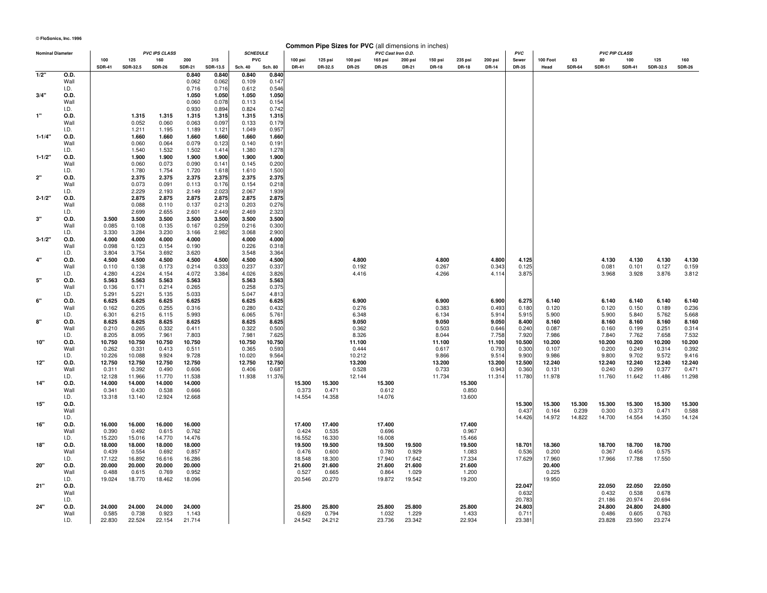© FloSonics, Inc. 1996

## Common Pipe Sizes for PVC (all dimensions in inches)

| Nominal Diameter | | PVC IPS CLASS | | | | | SCHEDULE PVC | | PVC Cast Iron O.D. | | | | | | | | PVC | | PVC PIP CLASS | | | | |
|---|---|---|---|---|---|---|---|---|---|---|---|---|---|---|---|---|---|---|---|---|---|---|---|
| | | 100 | 125 | 160 | 200 | 315 | | | 100 psi | 125 psi | 100 psi | 165 psi | 200 psi | 150 psi | 235 psi | 200 psi | Sewer | 100 Foot | 63 | 80 | 100 | 125 | 160 |
| | | SDR-41 | SDR-32.5 | SDR-26 | SDR-21 | SDR-13.5 | Sch. 40 | Sch. 80 | DR-41 | DR-32.5 | DR-25 | DR-25 | DR-21 | DR-18 | DR-18 | DR-14 | DR-35 | Head | SDR-64 | SDR-51 | SDR-41 | SDR-32.5 | SDR-26 |
| 1/2" | O.D. | | | | 0.840 | 0.840 | 0.840 | 0.840 | | | | | | | | | | | | | | | |
| | Wall | | | | 0.062 | 0.062 | 0.109 | 0.147 | | | | | | | | | | | | | | | |
| | I.D. | | | | 0.716 | 0.716 | 0.612 | 0.546 | | | | | | | | | | | | | | | |
| 3/4" | O.D. | | | | 1.050 | 1.050 | 1.050 | 1.050 | | | | | | | | | | | | | | | |
| | Wall | | | | 0.060 | 0.078 | 0.113 | 0.154 | | | | | | | | | | | | | | | |
| | I.D. | | | | 0.930 | 0.894 | 0.824 | 0.742 | | | | | | | | | | | | | | | |
| 1" | O.D. | | 1.315 | 1.315 | 1.315 | 1.315 | 1.315 | 1.315 | | | | | | | | | | | | | | | |
| | Wall | | 0.052 | 0.060 | 0.063 | 0.097 | 0.133 | 0.179 | | | | | | | | | | | | | | | |
| | I.D. | | 1.211 | 1.195 | 1.189 | 1.121 | 1.049 | 0.957 | | | | | | | | | | | | | | | |
| 1-1/4" | O.D. | | 1.660 | 1.660 | 1.660 | 1.660 | 1.660 | 1.660 | | | | | | | | | | | | | | | |
| | Wall | | 0.060 | 0.064 | 0.079 | 0.123 | 0.140 | 0.191 | | | | | | | | | | | | | | | |
| | I.D. | | 1.540 | 1.532 | 1.502 | 1.414 | 1.380 | 1.278 | | | | | | | | | | | | | | | |
| 1-1/2" | O.D. | | 1.900 | 1.900 | 1.900 | 1.900 | 1.900 | 1.900 | | | | | | | | | | | | | | | |
| | Wall | | 0.060 | 0.073 | 0.090 | 0.141 | 0.145 | 0.200 | | | | | | | | | | | | | | | |
| | I.D. | | 1.780 | 1.754 | 1.720 | 1.618 | 1.610 | 1.500 | | | | | | | | | | | | | | | |
| 2" | O.D. | | 2.375 | 2.375 | 2.375 | 2.375 | 2.375 | 2.375 | | | | | | | | | | | | | | | |
| | Wall | | 0.073 | 0.091 | 0.113 | 0.176 | 0.154 | 0.218 | | | | | | | | | | | | | | | |
| | I.D. | | 2.229 | 2.193 | 2.149 | 2.023 | 2.067 | 1.939 | | | | | | | | | | | | | | | |
| 2-1/2" | O.D. | | 2.875 | 2.875 | 2.875 | 2.875 | 2.875 | 2.875 | | | | | | | | | | | | | | | |
| | Wall | | 0.088 | 0.110 | 0.137 | 0.213 | 0.203 | 0.276 | | | | | | | | | | | | | | | |
| | I.D. | | 2.699 | 2.655 | 2.601 | 2.449 | 2.469 | 2.323 | | | | | | | | | | | | | | | |
| 3" | O.D. | 3.500 | 3.500 | 3.500 | 3.500 | 3.500 | 3.500 | 3.500 | | | | | | | | | | | | | | | |
| | Wall | 0.085 | 0.108 | 0.135 | 0.167 | 0.259 | 0.216 | 0.300 | | | | | | | | | | | | | | | |
| | I.D. | 3.330 | 3.284 | 3.230 | 3.166 | 2.982 | 3.068 | 2.900 | | | | | | | | | | | | | | | |
| 3-1/2" | O.D. | 4.000 | 4.000 | 4.000 | 4.000 | | 4.000 | 4.000 | | | | | | | | | | | | | | | |
| | Wall | 0.098 | 0.123 | 0.154 | 0.190 | | 0.226 | 0.318 | | | | | | | | | | | | | | | |
| | I.D. | 3.804 | 3.754 | 3.692 | 3.620 | | 3.548 | 3.364 | | | | | | | | | | | | | | | |
| 4" | O.D. | 4.500 | 4.500 | 4.500 | 4.500 | 4.500 | 4.500 | 4.500 | | | 4.800 | | | 4.800 | | 4.800 | 4.125 | | | 4.130 | 4.130 | 4.130 | 4.130 |
| | Wall | 0.110 | 0.138 | 0.173 | 0.214 | 0.333 | 0.237 | 0.337 | | | 0.192 | | | 0.267 | | 0.343 | 0.125 | | | 0.081 | 0.101 | 0.127 | 0.159 |
| | I.D. | 4.280 | 4.224 | 4.154 | 4.072 | 3.384 | 4.026 | 3.826 | | | 4.416 | | | 4.266 | | 4.114 | 3.875 | | | 3.968 | 3.928 | 3.876 | 3.812 |
| 5" | O.D. | 5.563 | 5.563 | 5.563 | 5.563 | | 5.563 | 5.563 | | | | | | | | | | | | | | | |
| | Wall | 0.136 | 0.171 | 0.214 | 0.265 | | 0.258 | 0.375 | | | | | | | | | | | | | | | |
| | I.D. | 5.291 | 5.221 | 5.135 | 5.033 | | 5.047 | 4.813 | | | | | | | | | | | | | | | |
| 6" | O.D. | 6.625 | 6.625 | 6.625 | 6.625 | | 6.625 | 6.625 | | | 6.900 | | | 6.900 | | 6.900 | 6.275 | 6.140 | | 6.140 | 6.140 | 6.140 | 6.140 |
| | Wall | 0.162 | 0.205 | 0.255 | 0.316 | | 0.280 | 0.432 | | | 0.276 | | | 0.383 | | 0.493 | 0.180 | 0.120 | | 0.120 | 0.150 | 0.189 | 0.236 |
| | I.D. | 6.301 | 6.215 | 6.115 | 5.993 | | 6.065 | 5.761 | | | 6.348 | | | 6.134 | | 5.914 | 5.915 | 5.900 | | 5.900 | 5.840 | 5.762 | 5.668 |
| 8" | O.D. | 8.625 | 8.625 | 8.625 | 8.625 | | 8.625 | 8.625 | | | 9.050 | | | 9.050 | | 9.050 | 8.400 | 8.160 | | 8.160 | 8.160 | 8.160 | 8.160 |
| | Wall | 0.210 | 0.265 | 0.332 | 0.411 | | 0.322 | 0.500 | | | 0.362 | | | 0.503 | | 0.646 | 0.240 | 0.087 | | 0.160 | 0.199 | 0.251 | 0.314 |
| | I.D. | 8.205 | 8.095 | 7.961 | 7.803 | | 7.981 | 7.625 | | | 8.326 | | | 8.044 | | 7.758 | 7.920 | 7.986 | | 7.840 | 7.762 | 7.658 | 7.532 |
| 10" | O.D. | 10.750 | 10.750 | 10.750 | 10.750 | | 10.750 | 10.750 | | | 11.100 | | | 11.100 | | 11.100 | 10.500 | 10.200 | | 10.200 | 10.200 | 10.200 | 10.200 |
| | Wall | 0.262 | 0.331 | 0.413 | 0.511 | | 0.365 | 0.593 | | | 0.444 | | | 0.617 | | 0.793 | 0.300 | 0.107 | | 0.200 | 0.249 | 0.314 | 0.392 |
| | I.D. | 10.226 | 10.088 | 9.924 | 9.728 | | 10.020 | 9.564 | | | 10.212 | | | 9.866 | | 9.514 | 9.900 | 9.986 | | 9.800 | 9.702 | 9.572 | 9.416 |
| 12" | O.D. | 12.750 | 12.750 | 12.750 | 12.750 | | 12.750 | 12.750 | | | 13.200 | | | 13.200 | | 13.200 | 12.500 | 12.240 | | 12.240 | 12.240 | 12.240 | 12.240 |
| | Wall | 0.311 | 0.392 | 0.490 | 0.606 | | 0.406 | 0.687 | | | 0.528 | | | 0.733 | | 0.943 | 0.360 | 0.131 | | 0.240 | 0.299 | 0.377 | 0.471 |
| | I.D. | 12.128 | 11.966 | 11.770 | 11.538 | | 11.938 | 11.376 | | | 12.144 | | | 11.734 | | 11.314 | 11.780 | 11.978 | | 11.760 | 11.642 | 11.486 | 11.298 |
| 14" | O.D. | 14.000 | 14.000 | 14.000 | 14.000 | | | | 15.300 | 15.300 | | 15.300 | | | 15.300 | | | | | | | | |
| | Wall | 0.341 | 0.430 | 0.538 | 0.666 | | | | 0.373 | 0.471 | | 0.612 | | | 0.850 | | | | | | | | |
| | I.D. | 13.318 | 13.140 | 12.924 | 12.668 | | | | 14.554 | 14.358 | | 14.076 | | | 13.600 | | | | | | | | |
| 15" | O.D. | | | | | | | | | | | | | | | | 15.300 | 15.300 | 15.300 | 15.300 | 15.300 | 15.300 | 15.300 |
| | Wall | | | | | | | | | | | | | | | | 0.437 | 0.164 | 0.239 | 0.300 | 0.373 | 0.471 | 0.588 |
| | I.D. | | | | | | | | | | | | | | | | 14.426 | 14.972 | 14.822 | 14.700 | 14.554 | 14.350 | 14.124 |
| 16" | O.D. | 16.000 | 16.000 | 16.000 | 16.000 | | | | 17.400 | 17.400 | | 17.400 | | | 17.400 | | | | | | | | |
| | Wall | 0.390 | 0.492 | 0.615 | 0.762 | | | | 0.424 | 0.535 | | 0.696 | | | 0.967 | | | | | | | | |
| | I.D. | 15.220 | 15.016 | 14.770 | 14.476 | | | | 16.552 | 16.330 | | 16.008 | | | 15.466 | | | | | | | | |
| 18" | O.D. | 18.000 | 18.000 | 18.000 | 18.000 | | | | 19.500 | 19.500 | | 19.500 | 19.500 | | 19.500 | | 18.701 | 18.360 | | 18.700 | 18.700 | 18.700 | |
| | Wall | 0.439 | 0.554 | 0.692 | 0.857 | | | | 0.476 | 0.600 | | 0.780 | 0.929 | | 1.083 | | 0.536 | 0.200 | | 0.367 | 0.456 | 0.575 | |
| | I.D. | 17.122 | 16.892 | 16.616 | 16.286 | | | | 18.548 | 18.300 | | 17.940 | 17.642 | | 17.334 | | 17.629 | 17.960 | | 17.966 | 17.788 | 17.550 | |
| 20" | O.D. | 20.000 | 20.000 | 20.000 | 20.000 | | | | 21.600 | 21.600 | | 21.600 | 21.600 | | 21.600 | | | 20.400 | | | | | |
| | Wall | 0.488 | 0.615 | 0.769 | 0.952 | | | | 0.527 | 0.665 | | 0.864 | 1.029 | | 1.200 | | | 0.225 | | | | | |
| | I.D. | 19.024 | 18.770 | 18.462 | 18.096 | | | | 20.546 | 20.270 | | 19.872 | 19.542 | | 19.200 | | | 19.950 | | | | | |
| 21" | O.D. | | | | | | | | | | | | | | | | 22.047 | | | 22.050 | 22.050 | 22.050 | |
| | Wall | | | | | | | | | | | | | | | | 0.632 | | | 0.432 | 0.538 | 0.678 | |
| | I.D. | | | | | | | | | | | | | | | | 20.783 | | | 21.186 | 20.974 | 20.694 | |
| 24" | O.D. | 24.000 | 24.000 | 24.000 | 24.000 | | | | 25.800 | 25.800 | | 25.800 | 25.800 | | 25.800 | | 24.803 | | | 24.800 | 24.800 | 24.800 | |
| | Wall | 0.585 | 0.738 | 0.923 | 1.143 | | | | 0.629 | 0.794 | | 1.032 | 1.229 | | 1.433 | | 0.711 | | | 0.486 | 0.605 | 0.763 | |
| | I.D. | 22.830 | 22.524 | 22.154 | 21.714 | | | | 24.542 | 24.212 | | 23.736 | 23.342 | | 22.934 | | 23.381 | | | 23.828 | 23.590 | 23.274 | |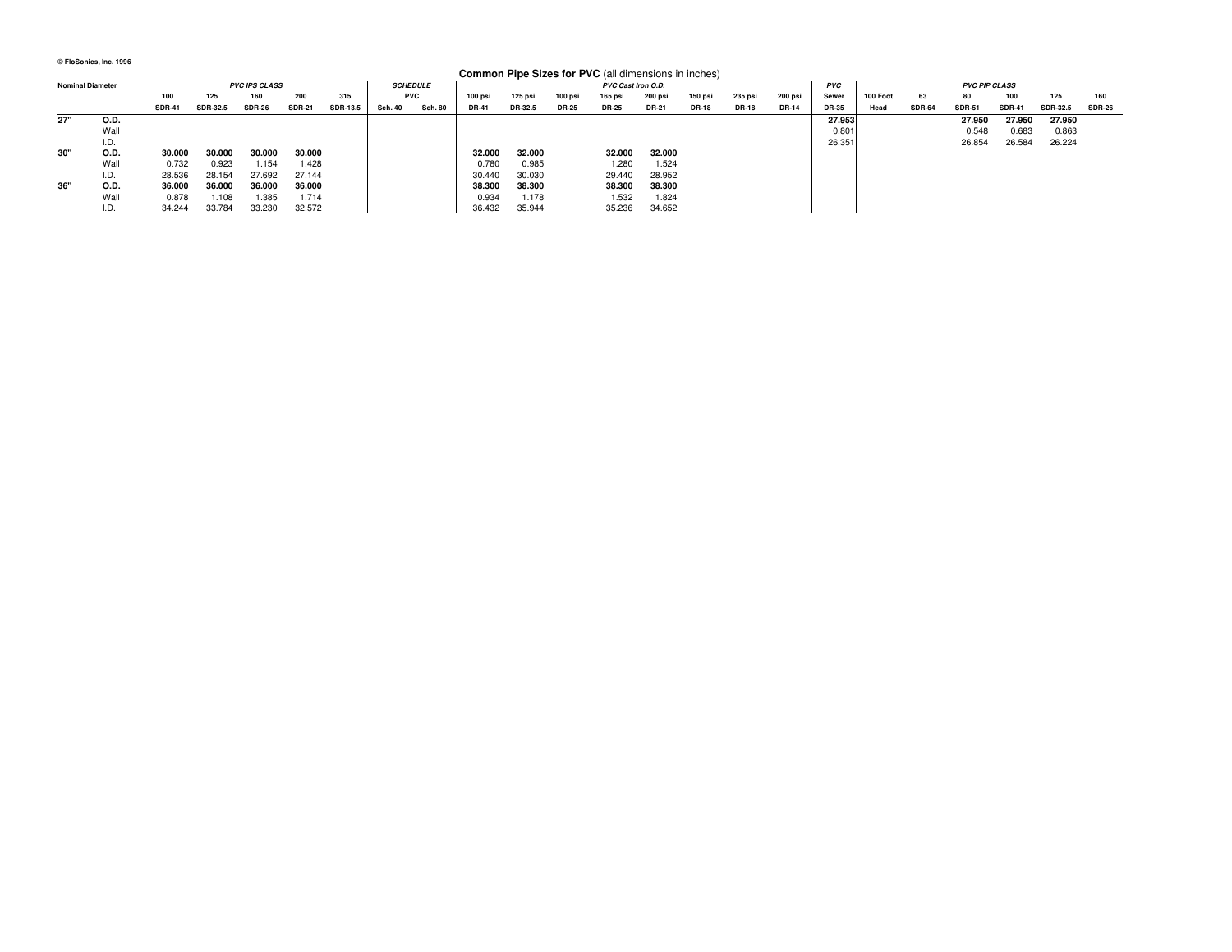© FloSonics, Inc. 1996

## **Common Pipe Sizes for PVC** (all dimensions in inches)

| Nominal Diameter | | *PVC IPS CLASS* | | | | | *SCHEDULE* | | *PVC Cast Iron O.D.* | | | | | | | | *PVC* | | *PVC PIP CLASS* | | | | |
|---|---|---|---|---|---|---|---|---|---|---|---|---|---|---|---|---|---|---|---|---|---|---|---|
| | | **100** | **125** | **160** | **200** | **315** | ***PVC*** | | **100 psi** | **125 psi** | **100 psi** | **165 psi** | **200 psi** | **150 psi** | **235 psi** | **200 psi** | **Sewer** | **100 Foot** | **63** | **80** | **100** | **125** | **160** |
| | | **SDR-41** | **SDR-32.5** | **SDR-26** | **SDR-21** | **SDR-13.5** | **Sch. 40** | **Sch. 80** | **DR-41** | **DR-32.5** | **DR-25** | **DR-25** | **DR-21** | **DR-18** | **DR-18** | **DR-14** | **DR-35** | **Head** | **SDR-64** | **SDR-51** | **SDR-41** | **SDR-32.5** | **SDR-26** |
| **27"** | **O.D.** | | | | | | | | | | | | | | | | **27.953** | | | **27.950** | **27.950** | **27.950** | |
| | Wall | | | | | | | | | | | | | | | | 0.801 | | | 0.548 | 0.683 | 0.863 | |
| | I.D. | | | | | | | | | | | | | | | | 26.351 | | | 26.854 | 26.584 | 26.224 | |
| **30"** | **O.D.** | **30.000** | **30.000** | **30.000** | **30.000** | | | | **32.000** | **32.000** | | **32.000** | **32.000** | | | | | | | | | | |
| | Wall | 0.732 | 0.923 | 1.154 | 1.428 | | | | 0.780 | 0.985 | | 1.280 | 1.524 | | | | | | | | | | |
| | I.D. | 28.536 | 28.154 | 27.692 | 27.144 | | | | 30.440 | 30.030 | | 29.440 | 28.952 | | | | | | | | | | |
| **36"** | **O.D.** | **36.000** | **36.000** | **36.000** | **36.000** | | | | **38.300** | **38.300** | | **38.300** | **38.300** | | | | | | | | | | |
| | Wall | 0.878 | 1.108 | 1.385 | 1.714 | | | | 0.934 | 1.178 | | 1.532 | 1.824 | | | | | | | | | | |
| | I.D. | 34.244 | 33.784 | 33.230 | 32.572 | | | | 36.432 | 35.944 | | 35.236 | 34.652 | | | | | | | | | | |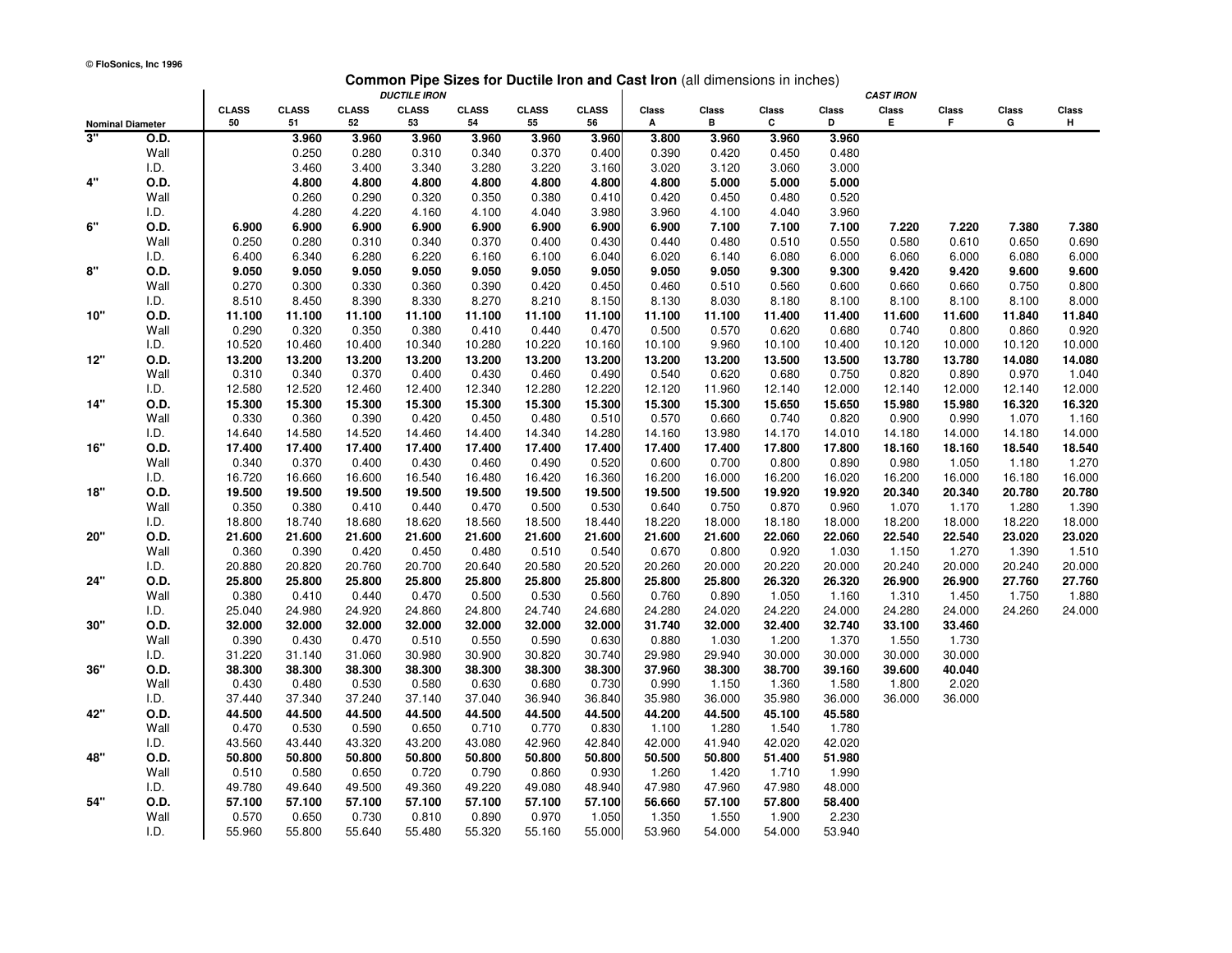© FloSonics, Inc 1996

## Common Pipe Sizes for Ductile Iron and Cast Iron (all dimensions in inches)

| | | DUCTILE IRON | | | | | | | CAST IRON | | | | | | | |
|---|---|---|---|---|---|---|---|---|---|---|---|---|---|---|---|---|
| Nominal Diameter | | CLASS 50 | CLASS 51 | CLASS 52 | CLASS 53 | CLASS 54 | CLASS 55 | CLASS 56 | Class A | Class B | Class C | Class D | Class E | Class F | Class G | Class H |
| 3" | **O.D.** | | **3.960** | **3.960** | **3.960** | **3.960** | **3.960** | **3.960** | **3.800** | **3.960** | **3.960** | **3.960** | | | | |
| | Wall | | 0.250 | 0.280 | 0.310 | 0.340 | 0.370 | 0.400 | 0.390 | 0.420 | 0.450 | 0.480 | | | | |
| | I.D. | | 3.460 | 3.400 | 3.340 | 3.280 | 3.220 | 3.160 | 3.020 | 3.120 | 3.060 | 3.000 | | | | |
| 4" | **O.D.** | | **4.800** | **4.800** | **4.800** | **4.800** | **4.800** | **4.800** | **4.800** | **5.000** | **5.000** | **5.000** | | | | |
| | Wall | | 0.260 | 0.290 | 0.320 | 0.350 | 0.380 | 0.410 | 0.420 | 0.450 | 0.480 | 0.520 | | | | |
| | I.D. | | 4.280 | 4.220 | 4.160 | 4.100 | 4.040 | 3.980 | 3.960 | 4.100 | 4.040 | 3.960 | | | | |
| 6" | **O.D.** | **6.900** | **6.900** | **6.900** | **6.900** | **6.900** | **6.900** | **6.900** | **6.900** | **7.100** | **7.100** | **7.100** | **7.220** | **7.220** | **7.380** | **7.380** |
| | Wall | 0.250 | 0.280 | 0.310 | 0.340 | 0.370 | 0.400 | 0.430 | 0.440 | 0.480 | 0.510 | 0.550 | 0.580 | 0.610 | 0.650 | 0.690 |
| | I.D. | 6.400 | 6.340 | 6.280 | 6.220 | 6.160 | 6.100 | 6.040 | 6.020 | 6.140 | 6.080 | 6.000 | 6.060 | 6.000 | 6.080 | 6.000 |
| 8" | **O.D.** | **9.050** | **9.050** | **9.050** | **9.050** | **9.050** | **9.050** | **9.050** | **9.050** | **9.050** | **9.300** | **9.300** | **9.420** | **9.420** | **9.600** | **9.600** |
| | Wall | 0.270 | 0.300 | 0.330 | 0.360 | 0.390 | 0.420 | 0.450 | 0.460 | 0.510 | 0.560 | 0.600 | 0.660 | 0.660 | 0.750 | 0.800 |
| | I.D. | 8.510 | 8.450 | 8.390 | 8.330 | 8.270 | 8.210 | 8.150 | 8.130 | 8.030 | 8.180 | 8.100 | 8.100 | 8.100 | 8.100 | 8.000 |
| 10" | **O.D.** | **11.100** | **11.100** | **11.100** | **11.100** | **11.100** | **11.100** | **11.100** | **11.100** | **11.100** | **11.400** | **11.400** | **11.600** | **11.600** | **11.840** | **11.840** |
| | Wall | 0.290 | 0.320 | 0.350 | 0.380 | 0.410 | 0.440 | 0.470 | 0.500 | 0.570 | 0.620 | 0.680 | 0.740 | 0.800 | 0.860 | 0.920 |
| | I.D. | 10.520 | 10.460 | 10.400 | 10.340 | 10.280 | 10.220 | 10.160 | 10.100 | 9.960 | 10.100 | 10.400 | 10.120 | 10.000 | 10.120 | 10.000 |
| 12" | **O.D.** | **13.200** | **13.200** | **13.200** | **13.200** | **13.200** | **13.200** | **13.200** | **13.200** | **13.200** | **13.500** | **13.500** | **13.780** | **13.780** | **14.080** | **14.080** |
| | Wall | 0.310 | 0.340 | 0.370 | 0.400 | 0.430 | 0.460 | 0.490 | 0.540 | 0.620 | 0.680 | 0.750 | 0.820 | 0.890 | 0.970 | 1.040 |
| | I.D. | 12.580 | 12.520 | 12.460 | 12.400 | 12.340 | 12.280 | 12.220 | 12.120 | 11.960 | 12.140 | 12.000 | 12.140 | 12.000 | 12.140 | 12.000 |
| 14" | **O.D.** | **15.300** | **15.300** | **15.300** | **15.300** | **15.300** | **15.300** | **15.300** | **15.300** | **15.300** | **15.650** | **15.650** | **15.980** | **15.980** | **16.320** | **16.320** |
| | Wall | 0.330 | 0.360 | 0.390 | 0.420 | 0.450 | 0.480 | 0.510 | 0.570 | 0.660 | 0.740 | 0.820 | 0.900 | 0.990 | 1.070 | 1.160 |
| | I.D. | 14.640 | 14.580 | 14.520 | 14.460 | 14.400 | 14.340 | 14.280 | 14.160 | 13.980 | 14.170 | 14.010 | 14.180 | 14.000 | 14.180 | 14.000 |
| 16" | **O.D.** | **17.400** | **17.400** | **17.400** | **17.400** | **17.400** | **17.400** | **17.400** | **17.400** | **17.400** | **17.800** | **17.800** | **18.160** | **18.160** | **18.540** | **18.540** |
| | Wall | 0.340 | 0.370 | 0.400 | 0.430 | 0.460 | 0.490 | 0.520 | 0.600 | 0.700 | 0.800 | 0.890 | 0.980 | 1.050 | 1.180 | 1.270 |
| | I.D. | 16.720 | 16.660 | 16.600 | 16.540 | 16.480 | 16.420 | 16.360 | 16.200 | 16.000 | 16.200 | 16.020 | 16.200 | 16.000 | 16.180 | 16.000 |
| 18" | **O.D.** | **19.500** | **19.500** | **19.500** | **19.500** | **19.500** | **19.500** | **19.500** | **19.500** | **19.500** | **19.920** | **19.920** | **20.340** | **20.340** | **20.780** | **20.780** |
| | Wall | 0.350 | 0.380 | 0.410 | 0.440 | 0.470 | 0.500 | 0.530 | 0.640 | 0.750 | 0.870 | 0.960 | 1.070 | 1.170 | 1.280 | 1.390 |
| | I.D. | 18.800 | 18.740 | 18.680 | 18.620 | 18.560 | 18.500 | 18.440 | 18.220 | 18.000 | 18.180 | 18.000 | 18.200 | 18.000 | 18.220 | 18.000 |
| 20" | **O.D.** | **21.600** | **21.600** | **21.600** | **21.600** | **21.600** | **21.600** | **21.600** | **21.600** | **21.600** | **22.060** | **22.060** | **22.540** | **22.540** | **23.020** | **23.020** |
| | Wall | 0.360 | 0.390 | 0.420 | 0.450 | 0.480 | 0.510 | 0.540 | 0.670 | 0.800 | 0.920 | 1.030 | 1.150 | 1.270 | 1.390 | 1.510 |
| | I.D. | 20.880 | 20.820 | 20.760 | 20.700 | 20.640 | 20.580 | 20.520 | 20.260 | 20.000 | 20.220 | 20.000 | 20.240 | 20.000 | 20.240 | 20.000 |
| 24" | **O.D.** | **25.800** | **25.800** | **25.800** | **25.800** | **25.800** | **25.800** | **25.800** | **25.800** | **25.800** | **26.320** | **26.320** | **26.900** | **26.900** | **27.760** | **27.760** |
| | Wall | 0.380 | 0.410 | 0.440 | 0.470 | 0.500 | 0.530 | 0.560 | 0.760 | 0.890 | 1.050 | 1.160 | 1.310 | 1.450 | 1.750 | 1.880 |
| | I.D. | 25.040 | 24.980 | 24.920 | 24.860 | 24.800 | 24.740 | 24.680 | 24.280 | 24.020 | 24.220 | 24.000 | 24.280 | 24.000 | 24.260 | 24.000 |
| 30" | **O.D.** | **32.000** | **32.000** | **32.000** | **32.000** | **32.000** | **32.000** | **32.000** | **31.740** | **32.000** | **32.400** | **32.740** | **33.100** | **33.460** | | |
| | Wall | 0.390 | 0.430 | 0.470 | 0.510 | 0.550 | 0.590 | 0.630 | 0.880 | 1.030 | 1.200 | 1.370 | 1.550 | 1.730 | | |
| | I.D. | 31.220 | 31.140 | 31.060 | 30.980 | 30.900 | 30.820 | 30.740 | 29.980 | 29.940 | 30.000 | 30.000 | 30.000 | 30.000 | | |
| 36" | **O.D.** | **38.300** | **38.300** | **38.300** | **38.300** | **38.300** | **38.300** | **38.300** | **37.960** | **38.300** | **38.700** | **39.160** | **39.600** | **40.040** | | |
| | Wall | 0.430 | 0.480 | 0.530 | 0.580 | 0.630 | 0.680 | 0.730 | 0.990 | 1.150 | 1.360 | 1.580 | 1.800 | 2.020 | | |
| | I.D. | 37.440 | 37.340 | 37.240 | 37.140 | 37.040 | 36.940 | 36.840 | 35.980 | 36.000 | 35.980 | 36.000 | 36.000 | 36.000 | | |
| 42" | **O.D.** | **44.500** | **44.500** | **44.500** | **44.500** | **44.500** | **44.500** | **44.500** | **44.200** | **44.500** | **45.100** | **45.580** | | | | |
| | Wall | 0.470 | 0.530 | 0.590 | 0.650 | 0.710 | 0.770 | 0.830 | 1.100 | 1.280 | 1.540 | 1.780 | | | | |
| | I.D. | 43.560 | 43.440 | 43.320 | 43.200 | 43.080 | 42.960 | 42.840 | 42.000 | 41.940 | 42.020 | 42.020 | | | | |
| 48" | **O.D.** | **50.800** | **50.800** | **50.800** | **50.800** | **50.800** | **50.800** | **50.800** | **50.500** | **50.800** | **51.400** | **51.980** | | | | |
| | Wall | 0.510 | 0.580 | 0.650 | 0.720 | 0.790 | 0.860 | 0.930 | 1.260 | 1.420 | 1.710 | 1.990 | | | | |
| | I.D. | 49.780 | 49.640 | 49.500 | 49.360 | 49.220 | 49.080 | 48.940 | 47.980 | 47.960 | 47.980 | 48.000 | | | | |
| 54" | **O.D.** | **57.100** | **57.100** | **57.100** | **57.100** | **57.100** | **57.100** | **57.100** | **56.660** | **57.100** | **57.800** | **58.400** | | | | |
| | Wall | 0.570 | 0.650 | 0.730 | 0.810 | 0.890 | 0.970 | 1.050 | 1.350 | 1.550 | 1.900 | 2.230 | | | | |
| | I.D. | 55.960 | 55.800 | 55.640 | 55.480 | 55.320 | 55.160 | 55.000 | 53.960 | 54.000 | 54.000 | 53.940 | | | | |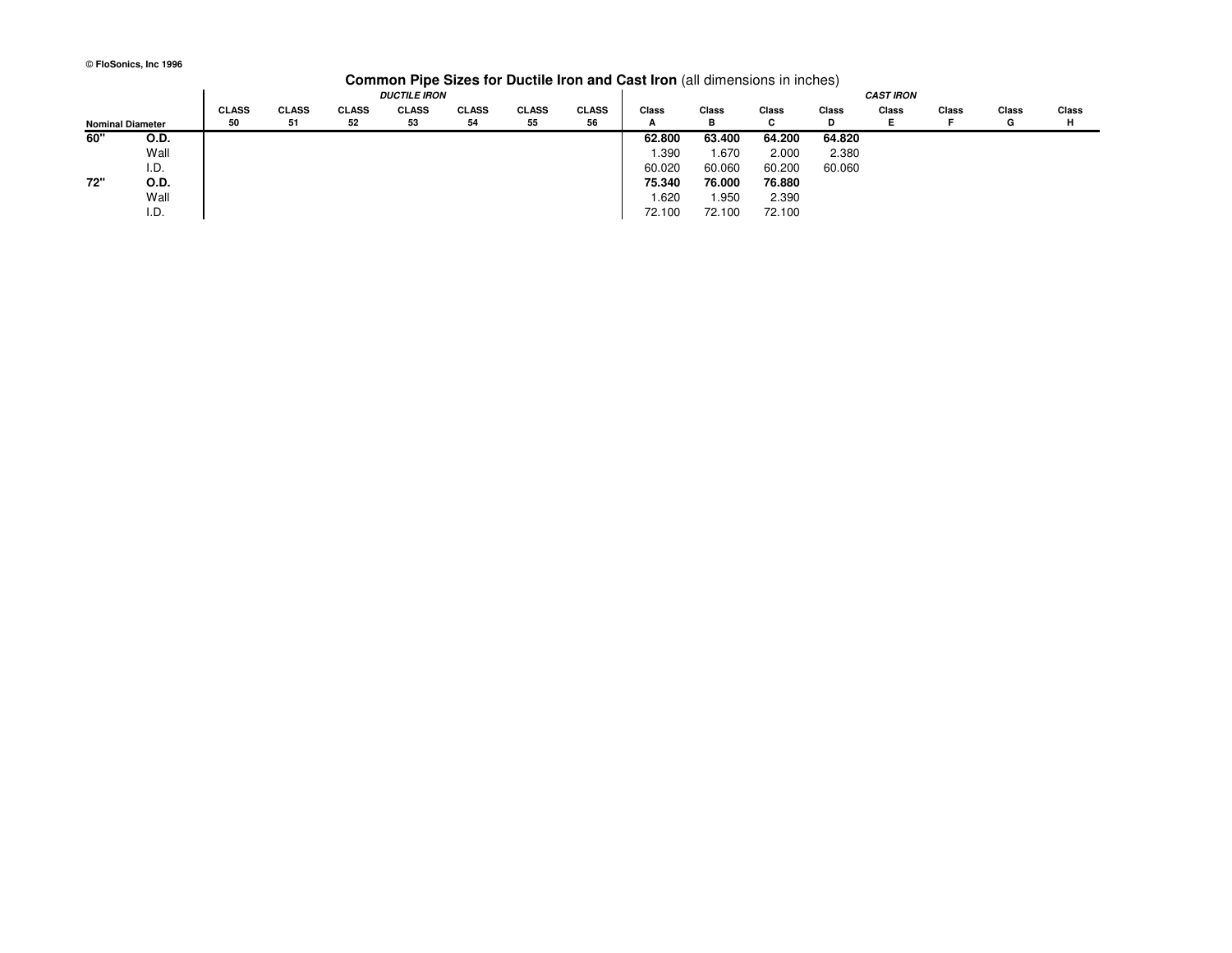© FloSonics, Inc 1996

## Common Pipe Sizes for Ductile Iron and Cast Iron (all dimensions in inches)

| | | *DUCTILE IRON* | | | | | | | *CAST IRON* | | | | | | | |
|---|---|---|---|---|---|---|---|---|---|---|---|---|---|---|---|---|
| **Nominal Diameter** | | **CLASS 50** | **CLASS 51** | **CLASS 52** | **CLASS 53** | **CLASS 54** | **CLASS 55** | **CLASS 56** | **Class A** | **Class B** | **Class C** | **Class D** | **Class E** | **Class F** | **Class G** | **Class H** |
| **60"** | **O.D.** | | | | | | | | **62.800** | **63.400** | **64.200** | **64.820** | | | | |
| | Wall | | | | | | | | 1.390 | 1.670 | 2.000 | 2.380 | | | | |
| | I.D. | | | | | | | | 60.020 | 60.060 | 60.200 | 60.060 | | | | |
| **72"** | **O.D.** | | | | | | | | **75.340** | **76.000** | **76.880** | | | | | |
| | Wall | | | | | | | | 1.620 | 1.950 | 2.390 | | | | | |
| | I.D. | | | | | | | | 72.100 | 72.100 | 72.100 | | | | | |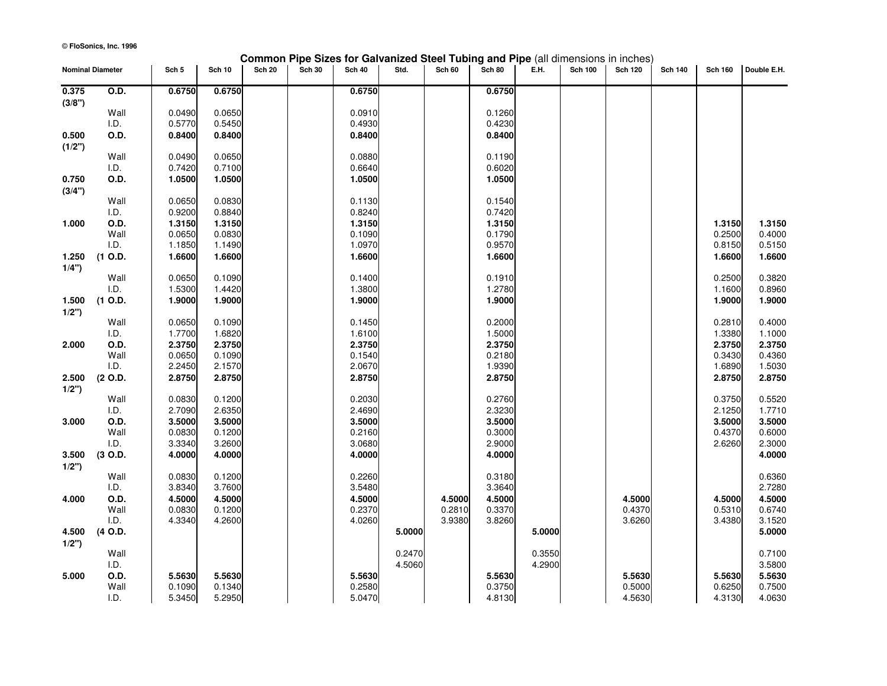© FloSonics, Inc. 1996

**Common Pipe Sizes for Galvanized Steel Tubing and Pipe** (all dimensions in inches)

| Nominal Diameter | | Sch 5 | Sch 10 | Sch 20 | Sch 30 | Sch 40 | Std. | Sch 60 | Sch 80 | E.H. | Sch 100 | Sch 120 | Sch 140 | Sch 160 | Double E.H. |
|---|---|---|---|---|---|---|---|---|---|---|---|---|---|---|---|
| **0.375 (3/8")** | **O.D.** | **0.6750** | **0.6750** | | | **0.6750** | | | **0.6750** | | | | | | |
| | Wall | 0.0490 | 0.0650 | | | 0.0910 | | | 0.1260 | | | | | | |
| | I.D. | 0.5770 | 0.5450 | | | 0.4930 | | | 0.4230 | | | | | | |
| **0.500 (1/2")** | **O.D.** | **0.8400** | **0.8400** | | | **0.8400** | | | **0.8400** | | | | | | |
| | Wall | 0.0490 | 0.0650 | | | 0.0880 | | | 0.1190 | | | | | | |
| | I.D. | 0.7420 | 0.7100 | | | 0.6640 | | | 0.6020 | | | | | | |
| **0.750 (3/4")** | **O.D.** | **1.0500** | **1.0500** | | | **1.0500** | | | **1.0500** | | | | | | |
| | Wall | 0.0650 | 0.0830 | | | 0.1130 | | | 0.1540 | | | | | | |
| | I.D. | 0.9200 | 0.8840 | | | 0.8240 | | | 0.7420 | | | | | | |
| **1.000** | **O.D.** | **1.3150** | **1.3150** | | | **1.3150** | | | **1.3150** | | | | | **1.3150** | **1.3150** |
| | Wall | 0.0650 | 0.0830 | | | 0.1090 | | | 0.1790 | | | | | 0.2500 | 0.4000 |
| | I.D. | 1.1850 | 1.1490 | | | 1.0970 | | | 0.9570 | | | | | 0.8150 | 0.5150 |
| **1.250 (1 1/4")** | **O.D.** | **1.6600** | **1.6600** | | | **1.6600** | | | **1.6600** | | | | | **1.6600** | **1.6600** |
| | Wall | 0.0650 | 0.1090 | | | 0.1400 | | | 0.1910 | | | | | 0.2500 | 0.3820 |
| | I.D. | 1.5300 | 1.4420 | | | 1.3800 | | | 1.2780 | | | | | 1.1600 | 0.8960 |
| **1.500 (1 1/2")** | **O.D.** | **1.9000** | **1.9000** | | | **1.9000** | | | **1.9000** | | | | | **1.9000** | **1.9000** |
| | Wall | 0.0650 | 0.1090 | | | 0.1450 | | | 0.2000 | | | | | 0.2810 | 0.4000 |
| | I.D. | 1.7700 | 1.6820 | | | 1.6100 | | | 1.5000 | | | | | 1.3380 | 1.1000 |
| **2.000** | **O.D.** | **2.3750** | **2.3750** | | | **2.3750** | | | **2.3750** | | | | | **2.3750** | **2.3750** |
| | Wall | 0.0650 | 0.1090 | | | 0.1540 | | | 0.2180 | | | | | 0.3430 | 0.4360 |
| | I.D. | 2.2450 | 2.1570 | | | 2.0670 | | | 1.9390 | | | | | 1.6890 | 1.5030 |
| **2.500 (2 1/2")** | **O.D.** | **2.8750** | **2.8750** | | | **2.8750** | | | **2.8750** | | | | | **2.8750** | **2.8750** |
| | Wall | 0.0830 | 0.1200 | | | 0.2030 | | | 0.2760 | | | | | 0.3750 | 0.5520 |
| | I.D. | 2.7090 | 2.6350 | | | 2.4690 | | | 2.3230 | | | | | 2.1250 | 1.7710 |
| **3.000** | **O.D.** | **3.5000** | **3.5000** | | | **3.5000** | | | **3.5000** | | | | | **3.5000** | **3.5000** |
| | Wall | 0.0830 | 0.1200 | | | 0.2160 | | | 0.3000 | | | | | 0.4370 | 0.6000 |
| | I.D. | 3.3340 | 3.2600 | | | 3.0680 | | | 2.9000 | | | | | 2.6260 | 2.3000 |
| **3.500 (3 1/2")** | **O.D.** | **4.0000** | **4.0000** | | | **4.0000** | | | **4.0000** | | | | | | **4.0000** |
| | Wall | 0.0830 | 0.1200 | | | 0.2260 | | | 0.3180 | | | | | | 0.6360 |
| | I.D. | 3.8340 | 3.7600 | | | 3.5480 | | | 3.3640 | | | | | | 2.7280 |
| **4.000** | **O.D.** | **4.5000** | **4.5000** | | | **4.5000** | | **4.5000** | **4.5000** | | | **4.5000** | | **4.5000** | **4.5000** |
| | Wall | 0.0830 | 0.1200 | | | 0.2370 | | 0.2810 | 0.3370 | | | 0.4370 | | 0.5310 | 0.6740 |
| | I.D. | 4.3340 | 4.2600 | | | 4.0260 | | 3.9380 | 3.8260 | | | 3.6260 | | 3.4380 | 3.1520 |
| **4.500 (4 1/2")** | **O.D.** | | | | | | **5.0000** | | | **5.0000** | | | | | **5.0000** |
| | Wall | | | | | | 0.2470 | | | 0.3550 | | | | | 0.7100 |
| | I.D. | | | | | | 4.5060 | | | 4.2900 | | | | | 3.5800 |
| **5.000** | **O.D.** | **5.5630** | **5.5630** | | | **5.5630** | | | **5.5630** | | | **5.5630** | | **5.5630** | **5.5630** |
| | Wall | 0.1090 | 0.1340 | | | 0.2580 | | | 0.3750 | | | 0.5000 | | 0.6250 | 0.7500 |
| | I.D. | 5.3450 | 5.2950 | | | 5.0470 | | | 4.8130 | | | 4.5630 | | 4.3130 | 4.0630 |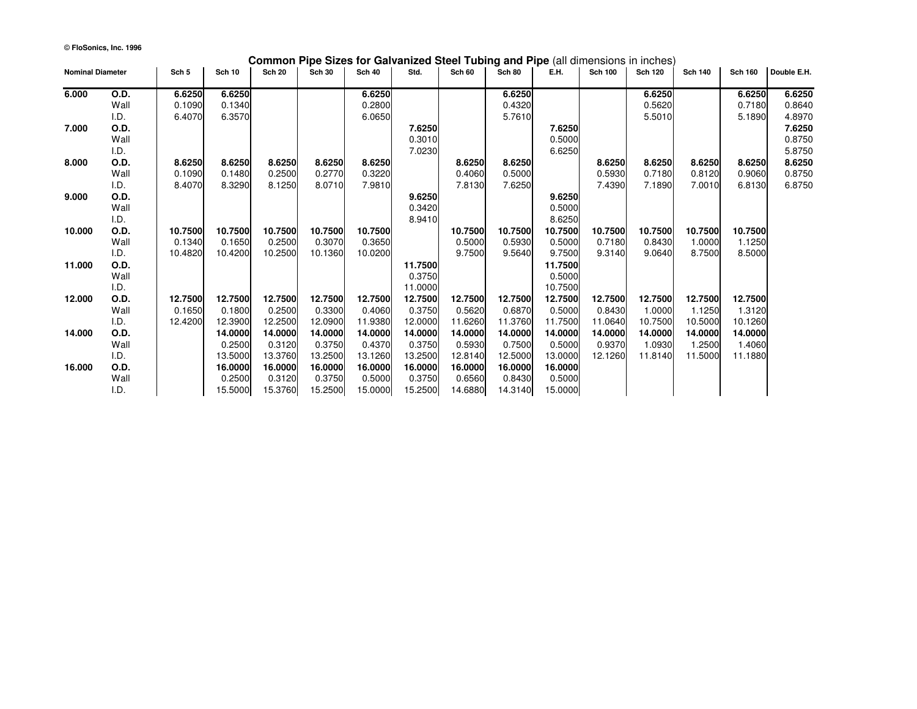© FloSonics, Inc. 1996

## Common Pipe Sizes for Galvanized Steel Tubing and Pipe (all dimensions in inches)

| Nominal Diameter | | Sch 5 | Sch 10 | Sch 20 | Sch 30 | Sch 40 | Std. | Sch 60 | Sch 80 | E.H. | Sch 100 | Sch 120 | Sch 140 | Sch 160 | Double E.H. |
|---|---|---|---|---|---|---|---|---|---|---|---|---|---|---|---|
| **6.000** | **O.D.** | **6.6250** | **6.6250** | | | **6.6250** | | | **6.6250** | | | **6.6250** | | **6.6250** | **6.6250** |
| | Wall | 0.1090 | 0.1340 | | | 0.2800 | | | 0.4320 | | | 0.5620 | | 0.7180 | 0.8640 |
| | I.D. | 6.4070 | 6.3570 | | | 6.0650 | | | 5.7610 | | | 5.5010 | | 5.1890 | 4.8970 |
| **7.000** | **O.D.** | | | | | | **7.6250** | | | **7.6250** | | | | | **7.6250** |
| | Wall | | | | | | 0.3010 | | | 0.5000 | | | | | 0.8750 |
| | I.D. | | | | | | 7.0230 | | | 6.6250 | | | | | 5.8750 |
| **8.000** | **O.D.** | **8.6250** | **8.6250** | **8.6250** | **8.6250** | **8.6250** | | **8.6250** | **8.6250** | | **8.6250** | **8.6250** | **8.6250** | **8.6250** | **8.6250** |
| | Wall | 0.1090 | 0.1480 | 0.2500 | 0.2770 | 0.3220 | | 0.4060 | 0.5000 | | 0.5930 | 0.7180 | 0.8120 | 0.9060 | 0.8750 |
| | I.D. | 8.4070 | 8.3290 | 8.1250 | 8.0710 | 7.9810 | | 7.8130 | 7.6250 | | 7.4390 | 7.1890 | 7.0010 | 6.8130 | 6.8750 |
| **9.000** | **O.D.** | | | | | | **9.6250** | | | **9.6250** | | | | | |
| | Wall | | | | | | 0.3420 | | | 0.5000 | | | | | |
| | I.D. | | | | | | 8.9410 | | | 8.6250 | | | | | |
| **10.000** | **O.D.** | **10.7500** | **10.7500** | **10.7500** | **10.7500** | **10.7500** | | **10.7500** | **10.7500** | **10.7500** | **10.7500** | **10.7500** | **10.7500** | **10.7500** | |
| | Wall | 0.1340 | 0.1650 | 0.2500 | 0.3070 | 0.3650 | | 0.5000 | 0.5930 | 0.5000 | 0.7180 | 0.8430 | 1.0000 | 1.1250 | |
| | I.D. | 10.4820 | 10.4200 | 10.2500 | 10.1360 | 10.0200 | | 9.7500 | 9.5640 | 9.7500 | 9.3140 | 9.0640 | 8.7500 | 8.5000 | |
| **11.000** | **O.D.** | | | | | | **11.7500** | | | **11.7500** | | | | | |
| | Wall | | | | | | 0.3750 | | | 0.5000 | | | | | |
| | I.D. | | | | | | 11.0000 | | | 10.7500 | | | | | |
| **12.000** | **O.D.** | **12.7500** | **12.7500** | **12.7500** | **12.7500** | **12.7500** | **12.7500** | **12.7500** | **12.7500** | **12.7500** | **12.7500** | **12.7500** | **12.7500** | **12.7500** | |
| | Wall | 0.1650 | 0.1800 | 0.2500 | 0.3300 | 0.4060 | 0.3750 | 0.5620 | 0.6870 | 0.5000 | 0.8430 | 1.0000 | 1.1250 | 1.3120 | |
| | I.D. | 12.4200 | 12.3900 | 12.2500 | 12.0900 | 11.9380 | 12.0000 | 11.6260 | 11.3760 | 11.7500 | 11.0640 | 10.7500 | 10.5000 | 10.1260 | |
| **14.000** | **O.D.** | | **14.0000** | **14.0000** | **14.0000** | **14.0000** | **14.0000** | **14.0000** | **14.0000** | **14.0000** | **14.0000** | **14.0000** | **14.0000** | **14.0000** | |
| | Wall | | 0.2500 | 0.3120 | 0.3750 | 0.4370 | 0.3750 | 0.5930 | 0.7500 | 0.5000 | 0.9370 | 1.0930 | 1.2500 | 1.4060 | |
| | I.D. | | 13.5000 | 13.3760 | 13.2500 | 13.1260 | 13.2500 | 12.8140 | 12.5000 | 13.0000 | 12.1260 | 11.8140 | 11.5000 | 11.1880 | |
| **16.000** | **O.D.** | | **16.0000** | **16.0000** | **16.0000** | **16.0000** | **16.0000** | **16.0000** | **16.0000** | **16.0000** | | | | | |
| | Wall | | 0.2500 | 0.3120 | 0.3750 | 0.5000 | 0.3750 | 0.6560 | 0.8430 | 0.5000 | | | | | |
| | I.D. | | 15.5000 | 15.3760 | 15.2500 | 15.0000 | 15.2500 | 14.6880 | 14.3140 | 15.0000 | | | | | |